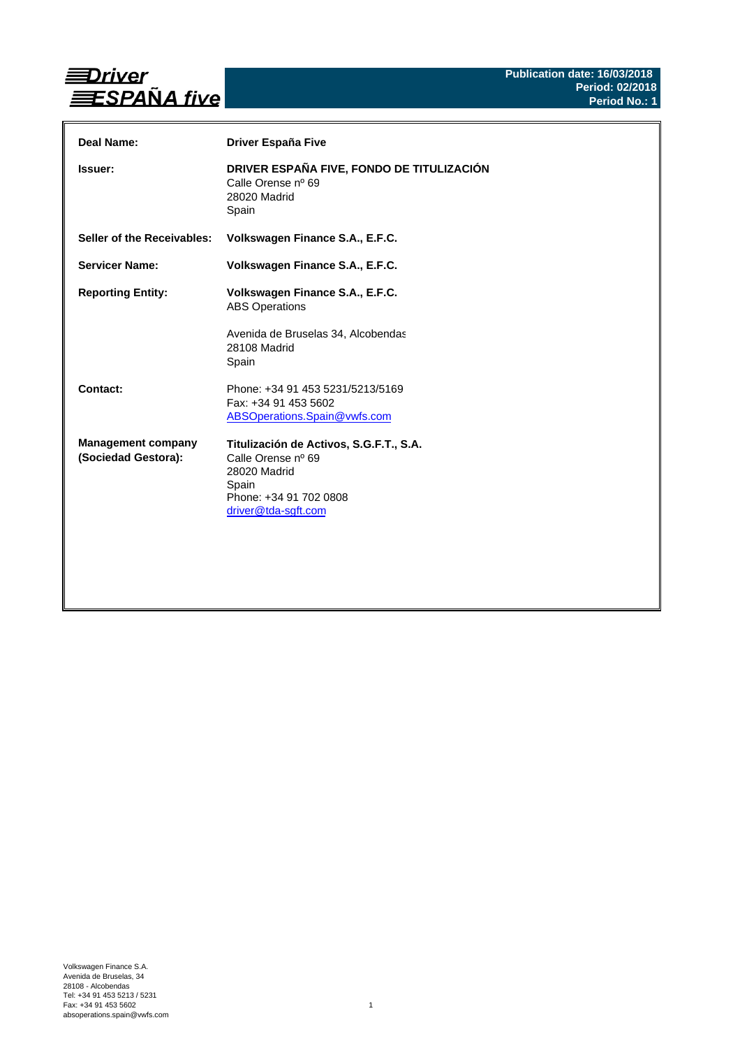**Driver ESPAÑA five**

**Publication date: 16/03/2018**
**Period: 02/2018**
**Period No.: 1**

| | |
|---|---|
| **Deal Name:** | **Driver España Five** |
| **Issuer:** | **DRIVER ESPAÑA FIVE, FONDO DE TITULIZACIÓN**<br>Calle Orense nº 69<br>28020 Madrid<br>Spain |
| **Seller of the Receivables:** | **Volkswagen Finance S.A., E.F.C.** |
| **Servicer Name:** | **Volkswagen Finance S.A., E.F.C.** |
| **Reporting Entity:** | **Volkswagen Finance S.A., E.F.C.**<br>ABS Operations<br><br>Avenida de Bruselas 34, Alcobendas<br>28108 Madrid<br>Spain |
| **Contact:** | Phone: +34 91 453 5231/5213/5169<br>Fax: +34 91 453 5602<br>ABSOperations.Spain@vwfs.com |
| **Management company (Sociedad Gestora):** | **Titulización de Activos, S.G.F.T., S.A.**<br>Calle Orense nº 69<br>28020 Madrid<br>Spain<br>Phone: +34 91 702 0808<br>driver@tda-sgft.com |

Volkswagen Finance S.A.
Avenida de Bruselas, 34
28108 - Alcobendas
Tel: +34 91 453 5213 / 5231
Fax: +34 91 453 5602
absoperations.spain@vwfs.com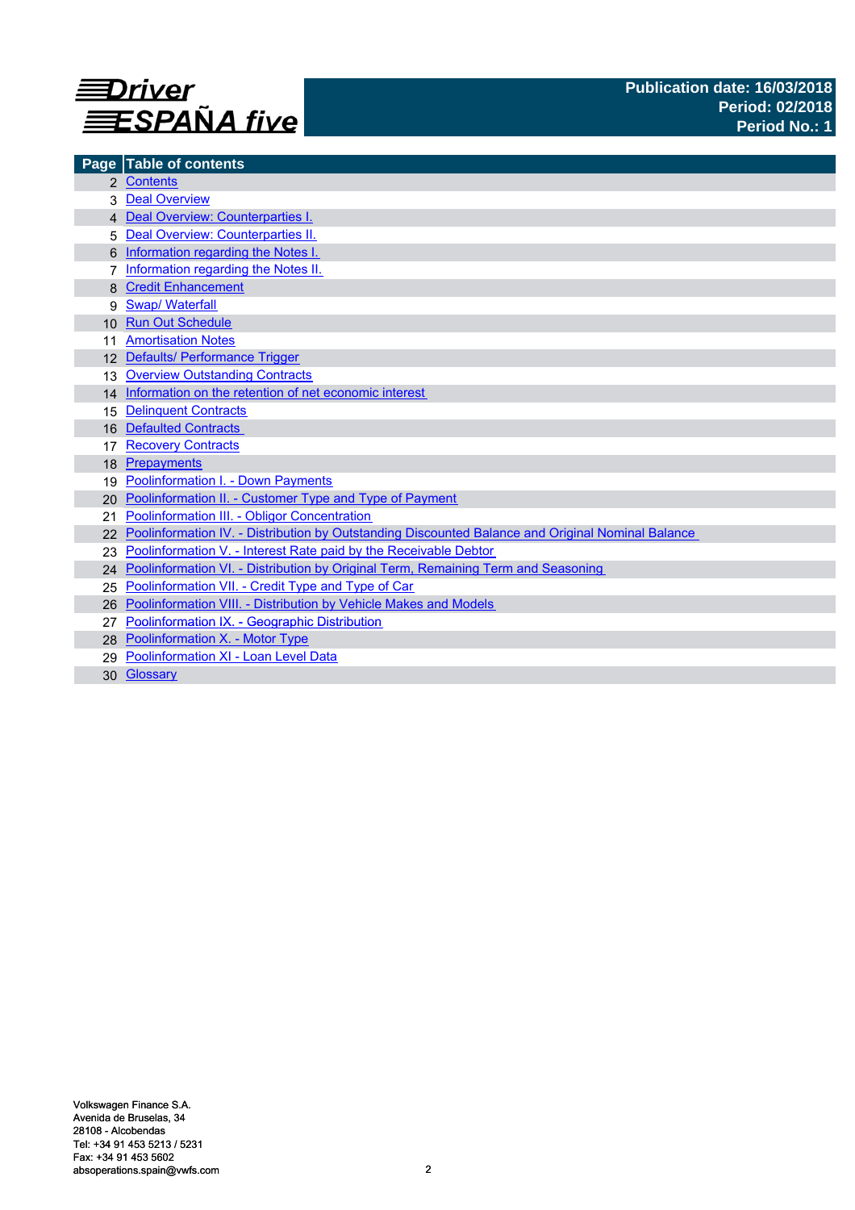**Driver ESPAÑA five**

**Publication date: 16/03/2018**
**Period: 02/2018**
**Period No.: 1**

| Page | Table of contents |
|---|---|
| 2 | Contents |
| 3 | Deal Overview |
| 4 | Deal Overview: Counterparties I. |
| 5 | Deal Overview: Counterparties II. |
| 6 | Information regarding the Notes I. |
| 7 | Information regarding the Notes II. |
| 8 | Credit Enhancement |
| 9 | Swap/ Waterfall |
| 10 | Run Out Schedule |
| 11 | Amortisation Notes |
| 12 | Defaults/ Performance Trigger |
| 13 | Overview Outstanding Contracts |
| 14 | Information on the retention of net economic interest |
| 15 | Delinquent Contracts |
| 16 | Defaulted Contracts |
| 17 | Recovery Contracts |
| 18 | Prepayments |
| 19 | Poolinformation I. - Down Payments |
| 20 | Poolinformation II. - Customer Type and Type of Payment |
| 21 | Poolinformation III. - Obligor Concentration |
| 22 | Poolinformation IV. - Distribution by Outstanding Discounted Balance and Original Nominal Balance |
| 23 | Poolinformation V. - Interest Rate paid by the Receivable Debtor |
| 24 | Poolinformation VI. - Distribution by Original Term, Remaining Term and Seasoning |
| 25 | Poolinformation VII. - Credit Type and Type of Car |
| 26 | Poolinformation VIII. - Distribution by Vehicle Makes and Models |
| 27 | Poolinformation IX. - Geographic Distribution |
| 28 | Poolinformation X. - Motor Type |
| 29 | Poolinformation XI - Loan Level Data |
| 30 | Glossary |

Volkswagen Finance S.A.
Avenida de Bruselas, 34
28108 - Alcobendas
Tel: +34 91 453 5213 / 5231
Fax: +34 91 453 5602
absoperations.spain@vwfs.com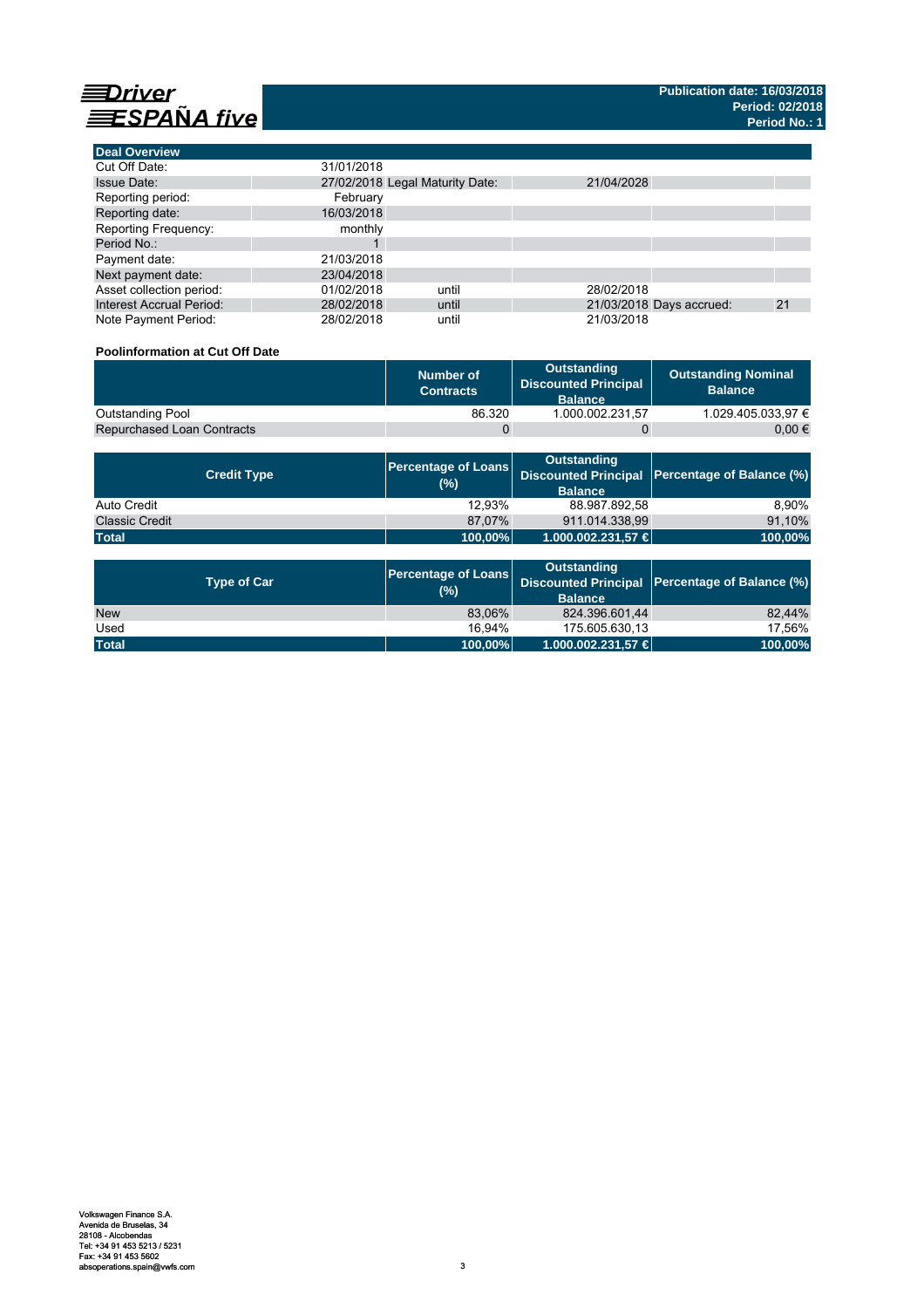# Driver ESPAÑA five

**Publication date: 16/03/2018**
**Period: 02/2018**
**Period No.: 1**

| Deal Overview | | | | | |
|---|---|---|---|---|---|
| Cut Off Date: | 31/01/2018 | | | | |
| Issue Date: | 27/02/2018 | Legal Maturity Date: | 21/04/2028 | | |
| Reporting period: | February | | | | |
| Reporting date: | 16/03/2018 | | | | |
| Reporting Frequency: | monthly | | | | |
| Period No.: | 1 | | | | |
| Payment date: | 21/03/2018 | | | | |
| Next payment date: | 23/04/2018 | | | | |
| Asset collection period: | 01/02/2018 | until | 28/02/2018 | | |
| Interest Accrual Period: | 28/02/2018 | until | 21/03/2018 | Days accrued: | 21 |
| Note Payment Period: | 28/02/2018 | until | 21/03/2018 | | |

**Poolinformation at Cut Off Date**

| | Number of Contracts | Outstanding Discounted Principal Balance | Outstanding Nominal Balance |
|---|---|---|---|
| Outstanding Pool | 86.320 | 1.000.002.231,57 | 1.029.405.033,97 € |
| Repurchased Loan Contracts | 0 | 0 | 0,00 € |

| Credit Type | Percentage of Loans (%) | Outstanding Discounted Principal Balance | Percentage of Balance (%) |
|---|---|---|---|
| Auto Credit | 12,93% | 88.987.892,58 | 8,90% |
| Classic Credit | 87,07% | 911.014.338,99 | 91,10% |
| **Total** | **100,00%** | **1.000.002.231,57 €** | **100,00%** |

| Type of Car | Percentage of Loans (%) | Outstanding Discounted Principal Balance | Percentage of Balance (%) |
|---|---|---|---|
| New | 83,06% | 824.396.601,44 | 82,44% |
| Used | 16,94% | 175.605.630,13 | 17,56% |
| **Total** | **100,00%** | **1.000.002.231,57 €** | **100,00%** |

Volkswagen Finance S.A.
Avenida de Bruselas, 34
28108 - Alcobendas
Tel: +34 91 453 5213 / 5231
Fax: +34 91 453 5602
absoperations.spain@vwfs.com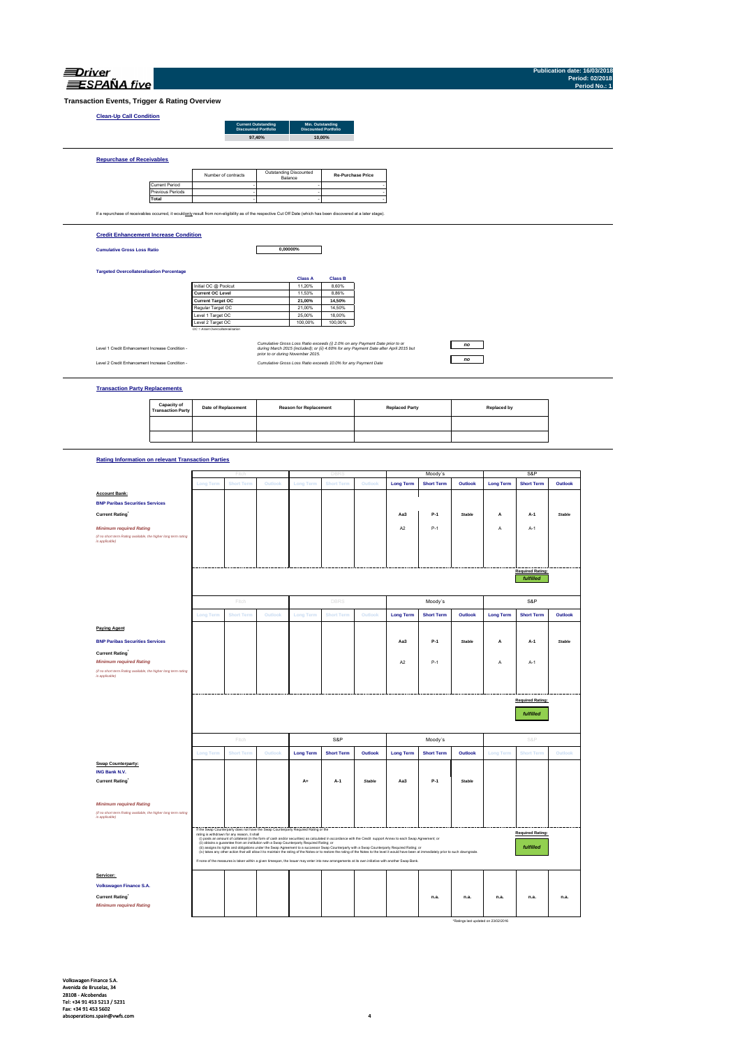# Transaction Events, Trigger & Rating Overview

## Clean-Up Call Condition

| Current Outstanding Discounted Portfolio | Min. Outstanding Discounted Portfolio |
|---|---|
| 97,40% | 10,00% |

## Repurchase of Receivables

| | Number of contracts | Outstanding Discounted Balance | Re-Purchase Price |
|---|---|---|---|
| Current Period | - | - | - |
| Previous Periods | - | - | - |
| **Total** | - | - | - |

If a repurchase of receivables occurred, it would only result from non-eligibility as of the respective Cut Off Date (which has been discovered at a later stage).

## Credit Enhancement Increase Condition

**Cumulative Gross Loss Ratio** 0,00000%

**Targeted Overcollateralisation Percentage**

| | Class A | Class B |
|---|---|---|
| Initial OC @ Poolcut | 11,20% | 8,60% |
| **Current OC Level** | 11,53% | 8,86% |
| **Current Target OC** | **21,00%** | **14,50%** |
| Regular Target OC | 21,00% | 14,50% |
| Level 1 Target OC | 25,00% | 18,00% |
| Level 2 Target OC | 100,00% | 100,00% |

OC = Asset Overcollateralisation

Level 1 Credit Enhancement Increase Condition - *Cumulative Gross Loss Ratio exceeds (i) 2.0% on any Payment Date prior to or during March 2015 (included); or (ii) 4.00% for any Payment Date after April 2015 but prior to or during November 2015.* **no**

Level 2 Credit Enhancement Increase Condition - *Cumulative Gross Loss Ratio exceeds 10.0% for any Payment Date* **no**

## Transaction Party Replacements

| Capacity of Transaction Party | Date of Replacement | Reason for Replacement | Replaced Party | Replaced by |
|---|---|---|---|---|
| | | | | |
| | | | | |

## Rating Information on relevant Transaction Parties

| | Fitch | | | DBRS | | | Moody´s | | | S&P | | |
|---|---|---|---|---|---|---|---|---|---|---|---|---|
| | Long Term | Short Term | Outlook | Long Term | Short Term | Outlook | Long Term | Short Term | Outlook | Long Term | Short Term | Outlook |
| **Account Bank:** | | | | | | | | | | | | |
| **BNP Paribas Securities Services** | | | | | | | | | | | | |
| **Current Rating*** | | | | | | | Aa3 | P-1 | Stable | A | A-1 | Stable |
| *Minimum required Rating* (if no short term Rating available, the higher long term rating is applicable) | | | | | | | A2 | P-1 | | A | A-1 | |
| | | | | | | | | | | | Required Rating: fulfilled | |

| | Fitch | | | DBRS | | | Moody´s | | | S&P | | |
|---|---|---|---|---|---|---|---|---|---|---|---|---|
| | Long Term | Short Term | Outlook | Long Term | Short Term | Outlook | Long Term | Short Term | Outlook | Long Term | Short Term | Outlook |
| **Paying Agent** | | | | | | | | | | | | |
| **BNP Paribas Securities Services** | | | | | | | Aa3 | P-1 | Stable | A | A-1 | Stable |
| **Current Rating*** | | | | | | | | | | | | |
| *Minimum required Rating* (if no short term Rating available, the higher long term rating is applicable) | | | | | | | A2 | P-1 | | A | A-1 | |
| | | | | | | | | | | | Required Rating: fulfilled | |

| | Fitch | | | S&P | | | Moody´s | | | S&P | | |
|---|---|---|---|---|---|---|---|---|---|---|---|---|
| | Long Term | Short Term | Outlook | Long Term | Short Term | Outlook | Long Term | Short Term | Outlook | Long Term | Short Term | Outlook |
| **Swap Counterparty:** | | | | | | | | | | | | |
| **ING Bank N.V.** | | | | | | | | | | | | |
| **Current Rating*** | | | | A+ | A-1 | Stable | Aa3 | P-1 | Stable | | | |
| *Minimum required Rating* (if no short term Rating available, the higher long term rating is applicable) | | | | | | | | | | | | |
| | | | | | | | | | | | Required Rating: fulfilled | |

If the Swap Counterparty does not have the Swap Counterparty Required Rating or the rating is withdrawn for any reason, it shall
(i) posts an amount of collateral (in the form of cash and/or securities) as calculated in accordance with the Credit support Annex to each Swap Agreement; or
(ii) obtains a guarantee from an institution with a Swap Counterparty Required Rating; or
(iii) assigns its rights and obligations under the Swap Agreement to a successor Swap Counterparty with a Swap Counterparty Required Rating; or
(iv) takes any other action that will allow it to maintain the rating of the Notes or to restore the rating of the Notes to the level it would have been at immediately prior to such downgrade.

If none of the measures is taken within a given timespan, the Issuer may enter into new arrangements at its own initiative with another Swap Bank.

| | Fitch | | | DBRS | | | Moody´s | | | S&P | | |
|---|---|---|---|---|---|---|---|---|---|---|---|---|
| **Servicer:** | | | | | | | | | | | | |
| **Volkswagen Finance S.A.** | | | | | | | | | | | | |
| **Current Rating*** | | | | | | | | n.a. | n.a. | n.a. | n.a. | n.a. |
| *Minimum required Rating* | | | | | | | | | | | | |

*Ratings last updated on 23/02/2016

Volkswagen Finance S.A.
Avenida de Bruselas, 34
28108 - Alcobendas
Tel: +34 91 453 5213 / 5231
Fax: +34 91 453 5602
absoperations.spain@vwfs.com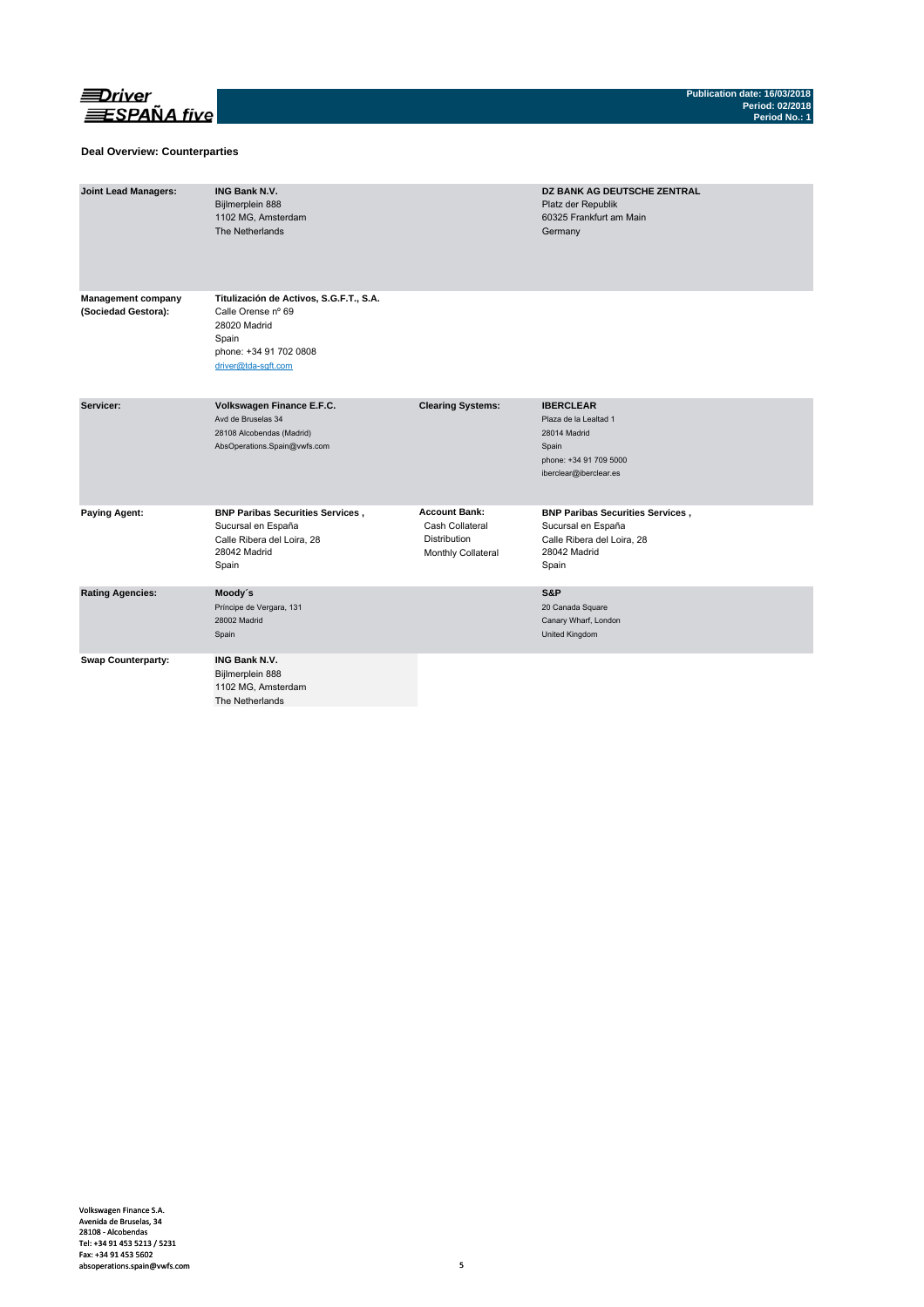## Deal Overview: Counterparties

| | | | |
|---|---|---|---|
| **Joint Lead Managers:** | **ING Bank N.V.**<br>Bijlmerplein 888<br>1102 MG, Amsterdam<br>The Netherlands | | **DZ BANK AG DEUTSCHE ZENTRAL**<br>Platz der Republik<br>60325 Frankfurt am Main<br>Germany |
| **Management company (Sociedad Gestora):** | **Titulización de Activos, S.G.F.T., S.A.**<br>Calle Orense nº 69<br>28020 Madrid<br>Spain<br>phone: +34 91 702 0808<br>driver@tda-sgft.com | | |
| **Servicer:** | **Volkswagen Finance E.F.C.**<br>Avd de Bruselas 34<br>28108 Alcobendas (Madrid)<br>AbsOperations.Spain@vwfs.com | **Clearing Systems:** | **IBERCLEAR**<br>Plaza de la Lealtad 1<br>28014 Madrid<br>Spain<br>phone: +34 91 709 5000<br>iberclear@iberclear.es |
| **Paying Agent:** | **BNP Paribas Securities Services ,**<br>Sucursal en España<br>Calle Ribera del Loira, 28<br>28042 Madrid<br>Spain | **Account Bank:**<br>Cash Collateral<br>Distribution<br>Monthly Collateral | **BNP Paribas Securities Services ,**<br>Sucursal en España<br>Calle Ribera del Loira, 28<br>28042 Madrid<br>Spain |
| **Rating Agencies:** | **Moody´s**<br>Príncipe de Vergara, 131<br>28002 Madrid<br>Spain | | **S&P**<br>20 Canada Square<br>Canary Wharf, London<br>United Kingdom |
| **Swap Counterparty:** | **ING Bank N.V.**<br>Bijlmerplein 888<br>1102 MG, Amsterdam<br>The Netherlands | | |

Volkswagen Finance S.A.
Avenida de Bruselas, 34
28108 - Alcobendas
Tel: +34 91 453 5213 / 5231
Fax: +34 91 453 5602
absoperations.spain@vwfs.com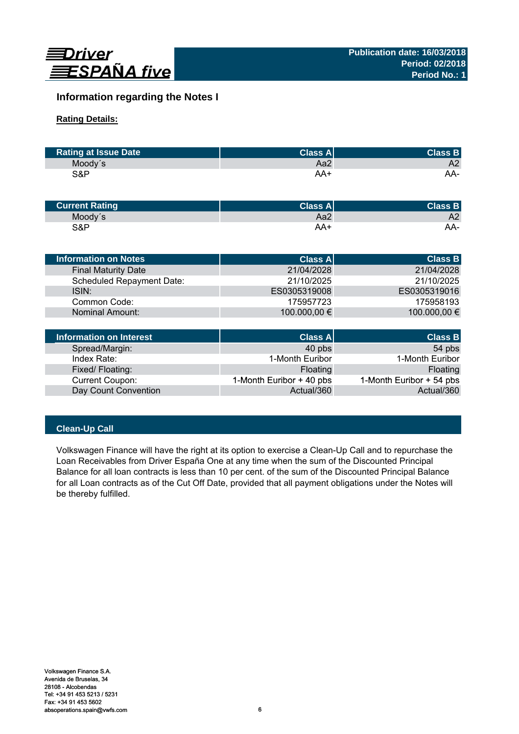## Information regarding the Notes I

**Rating Details:**

| Rating at Issue Date | Class A | Class B |
|---|---|---|
| Moody´s | Aa2 | A2 |
| S&P | AA+ | AA- |

| Current Rating | Class A | Class B |
|---|---|---|
| Moody´s | Aa2 | A2 |
| S&P | AA+ | AA- |

| Information on Notes | Class A | Class B |
|---|---|---|
| Final Maturity Date | 21/04/2028 | 21/04/2028 |
| Scheduled Repayment Date: | 21/10/2025 | 21/10/2025 |
| ISIN: | ES0305319008 | ES0305319016 |
| Common Code: | 175957723 | 175958193 |
| Nominal Amount: | 100.000,00 € | 100.000,00 € |

| Information on Interest | Class A | Class B |
|---|---|---|
| Spread/Margin: | 40 pbs | 54 pbs |
| Index Rate: | 1-Month Euribor | 1-Month Euribor |
| Fixed/ Floating: | Floating | Floating |
| Current Coupon: | 1-Month Euribor + 40 pbs | 1-Month Euribor + 54 pbs |
| Day Count Convention | Actual/360 | Actual/360 |

### Clean-Up Call

Volkswagen Finance will have the right at its option to exercise a Clean-Up Call and to repurchase the Loan Receivables from Driver España One at any time when the sum of the Discounted Principal Balance for all loan contracts is less than 10 per cent. of the sum of the Discounted Principal Balance for all Loan contracts as of the Cut Off Date, provided that all payment obligations under the Notes will be thereby fulfilled.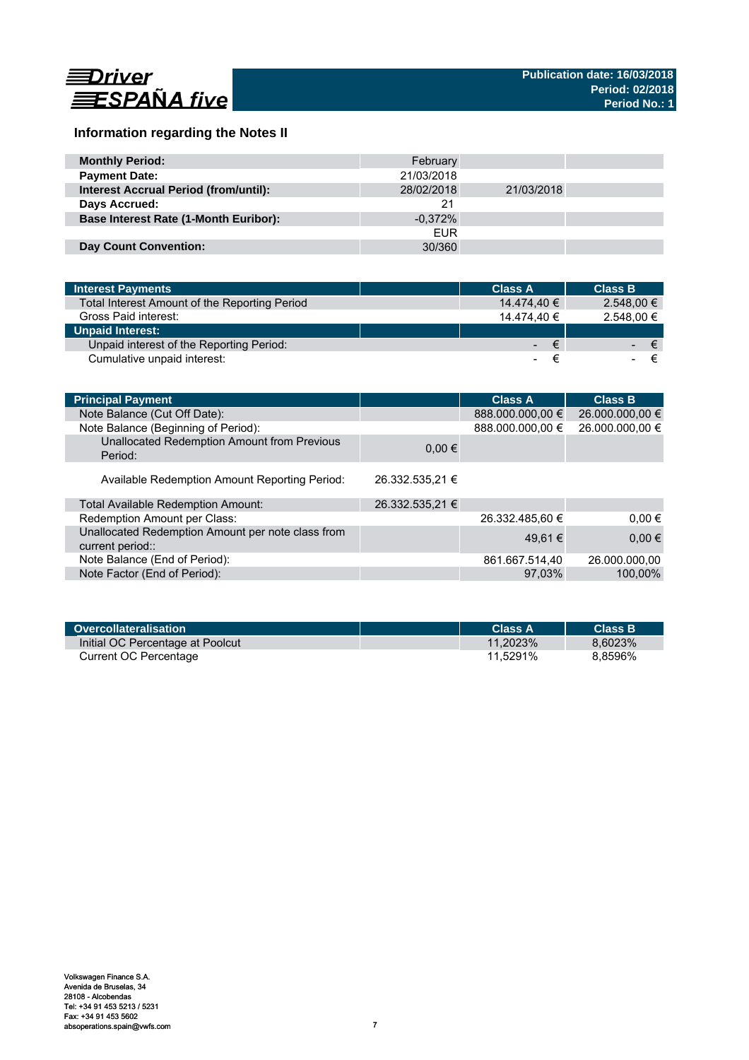Driver ESPAÑA five

**Publication date: 16/03/2018**
**Period: 02/2018**
**Period No.: 1**

## Information regarding the Notes II

| | | | |
|---|---|---|---|
| **Monthly Period:** | February | | |
| **Payment Date:** | 21/03/2018 | | |
| **Interest Accrual Period (from/until):** | 28/02/2018 | 21/03/2018 | |
| **Days Accrued:** | 21 | | |
| **Base Interest Rate (1-Month Euribor):** | -0,372% | | |
| | EUR | | |
| **Day Count Convention:** | 30/360 | | |

| **Interest Payments** | | **Class A** | **Class B** |
|---|---|---|---|
| Total Interest Amount of the Reporting Period | | 14.474,40 € | 2.548,00 € |
| Gross Paid interest: | | 14.474,40 € | 2.548,00 € |
| **Unpaid Interest:** | | | |
| Unpaid interest of the Reporting Period: | | - € | - € |
| Cumulative unpaid interest: | | - € | - € |

| **Principal Payment** | | **Class A** | **Class B** |
|---|---|---|---|
| Note Balance (Cut Off Date): | | 888.000.000,00 € | 26.000.000,00 € |
| Note Balance (Beginning of Period): | | 888.000.000,00 € | 26.000.000,00 € |
| Unallocated Redemption Amount from Previous Period: | 0,00 € | | |
| Available Redemption Amount Reporting Period: | 26.332.535,21 € | | |
| Total Available Redemption Amount: | 26.332.535,21 € | | |
| Redemption Amount per Class: | | 26.332.485,60 € | 0,00 € |
| Unallocated Redemption Amount per note class from current period:: | | 49,61 € | 0,00 € |
| Note Balance (End of Period): | | 861.667.514,40 | 26.000.000,00 |
| Note Factor (End of Period): | | 97,03% | 100,00% |

| **Overcollateralisation** | | **Class A** | **Class B** |
|---|---|---|---|
| Initial OC Percentage at Poolcut | | 11,2023% | 8,6023% |
| Current OC Percentage | | 11,5291% | 8,8596% |

Volkswagen Finance S.A.
Avenida de Bruselas, 34
28108 - Alcobendas
Tel: +34 91 453 5213 / 5231
Fax: +34 91 453 5602
absoperations.spain@vwfs.com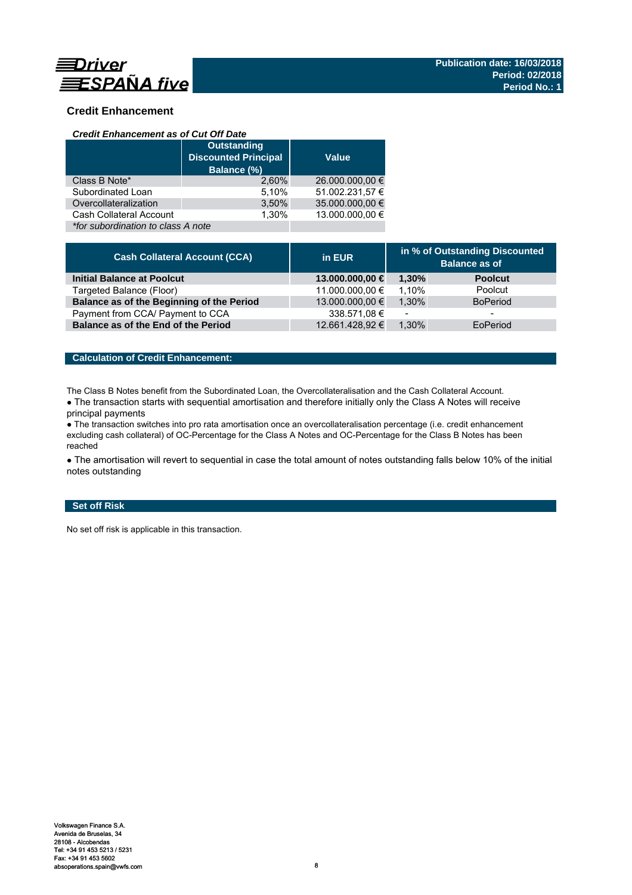## Credit Enhancement

### *Credit Enhancement as of Cut Off Date*

| | Outstanding Discounted Principal Balance (%) | Value |
|---|---|---|
| Class B Note* | 2,60% | 26.000.000,00 € |
| Subordinated Loan | 5,10% | 51.002.231,57 € |
| Overcollateralization | 3,50% | 35.000.000,00 € |
| Cash Collateral Account | 1,30% | 13.000.000,00 € |
| *\*for subordination to class A note* | | |

| Cash Collateral Account (CCA) | in EUR | in % of Outstanding Discounted Balance as of | |
|---|---|---|---|
| **Initial Balance at Poolcut** | **13.000.000,00 €** | **1,30%** | **Poolcut** |
| Targeted Balance (Floor) | 11.000.000,00 € | 1,10% | Poolcut |
| **Balance as of the Beginning of the Period** | 13.000.000,00 € | 1,30% | BoPeriod |
| Payment from CCA/ Payment to CCA | 338.571,08 € | - | - |
| **Balance as of the End of the Period** | 12.661.428,92 € | 1,30% | EoPeriod |

### Calculation of Credit Enhancement:

The Class B Notes benefit from the Subordinated Loan, the Overcollateralisation and the Cash Collateral Account.

- The transaction starts with sequential amortisation and therefore initially only the Class A Notes will receive principal payments
- The transaction switches into pro rata amortisation once an overcollateralisation percentage (i.e. credit enhancement excluding cash collateral) of OC-Percentage for the Class A Notes and OC-Percentage for the Class B Notes has been reached
- The amortisation will revert to sequential in case the total amount of notes outstanding falls below 10% of the initial notes outstanding

### Set off Risk

No set off risk is applicable in this transaction.

Volkswagen Finance S.A.
Avenida de Bruselas, 34
28108 - Alcobendas
Tel: +34 91 453 5213 / 5231
Fax: +34 91 453 5602
absoperations.spain@vwfs.com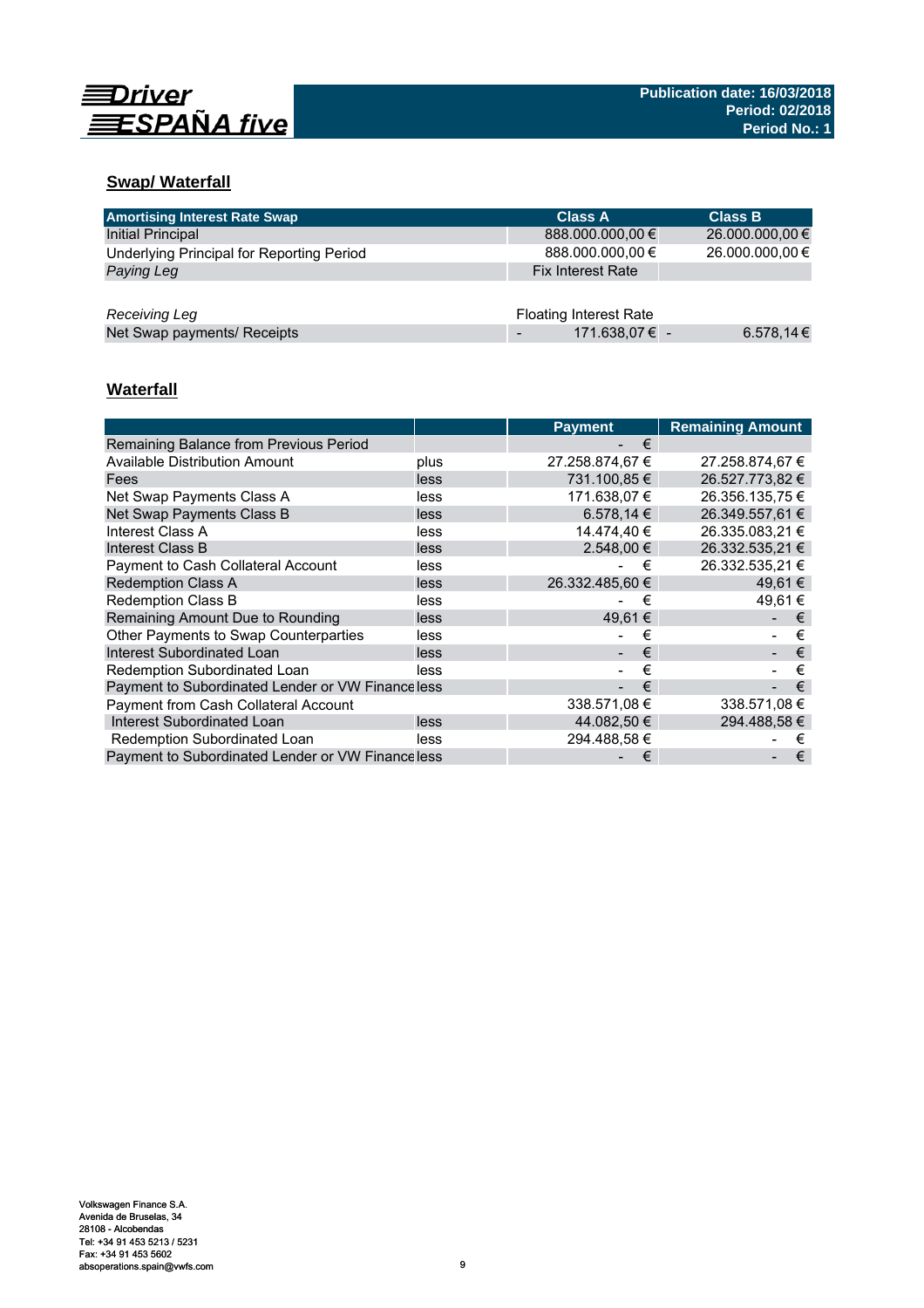## Swap/ Waterfall

| Amortising Interest Rate Swap | Class A | Class B |
|---|---|---|
| Initial Principal | 888.000.000,00 € | 26.000.000,00 € |
| Underlying Principal for Reporting Period | 888.000.000,00 € | 26.000.000,00 € |
| *Paying Leg* | Fix Interest Rate | |
| | | |
| *Receiving Leg* | Floating Interest Rate | |
| Net Swap payments/ Receipts | - 171.638,07 € | - 6.578,14 € |

## Waterfall

| | | Payment | Remaining Amount |
|---|---|---|---|
| Remaining Balance from Previous Period | | - € | |
| Available Distribution Amount | plus | 27.258.874,67 € | 27.258.874,67 € |
| Fees | less | 731.100,85 € | 26.527.773,82 € |
| Net Swap Payments Class A | less | 171.638,07 € | 26.356.135,75 € |
| Net Swap Payments Class B | less | 6.578,14 € | 26.349.557,61 € |
| Interest Class A | less | 14.474,40 € | 26.335.083,21 € |
| Interest Class B | less | 2.548,00 € | 26.332.535,21 € |
| Payment to Cash Collateral Account | less | - € | 26.332.535,21 € |
| Redemption Class A | less | 26.332.485,60 € | 49,61 € |
| Redemption Class B | less | - € | 49,61 € |
| Remaining Amount Due to Rounding | less | 49,61 € | - € |
| Other Payments to Swap Counterparties | less | - € | - € |
| Interest Subordinated Loan | less | - € | - € |
| Redemption Subordinated Loan | less | - € | - € |
| Payment to Subordinated Lender or VW Finance | less | - € | - € |
| Payment from Cash Collateral Account | | 338.571,08 € | 338.571,08 € |
| Interest Subordinated Loan | less | 44.082,50 € | 294.488,58 € |
| Redemption Subordinated Loan | less | 294.488,58 € | - € |
| Payment to Subordinated Lender or VW Finance | less | - € | - € |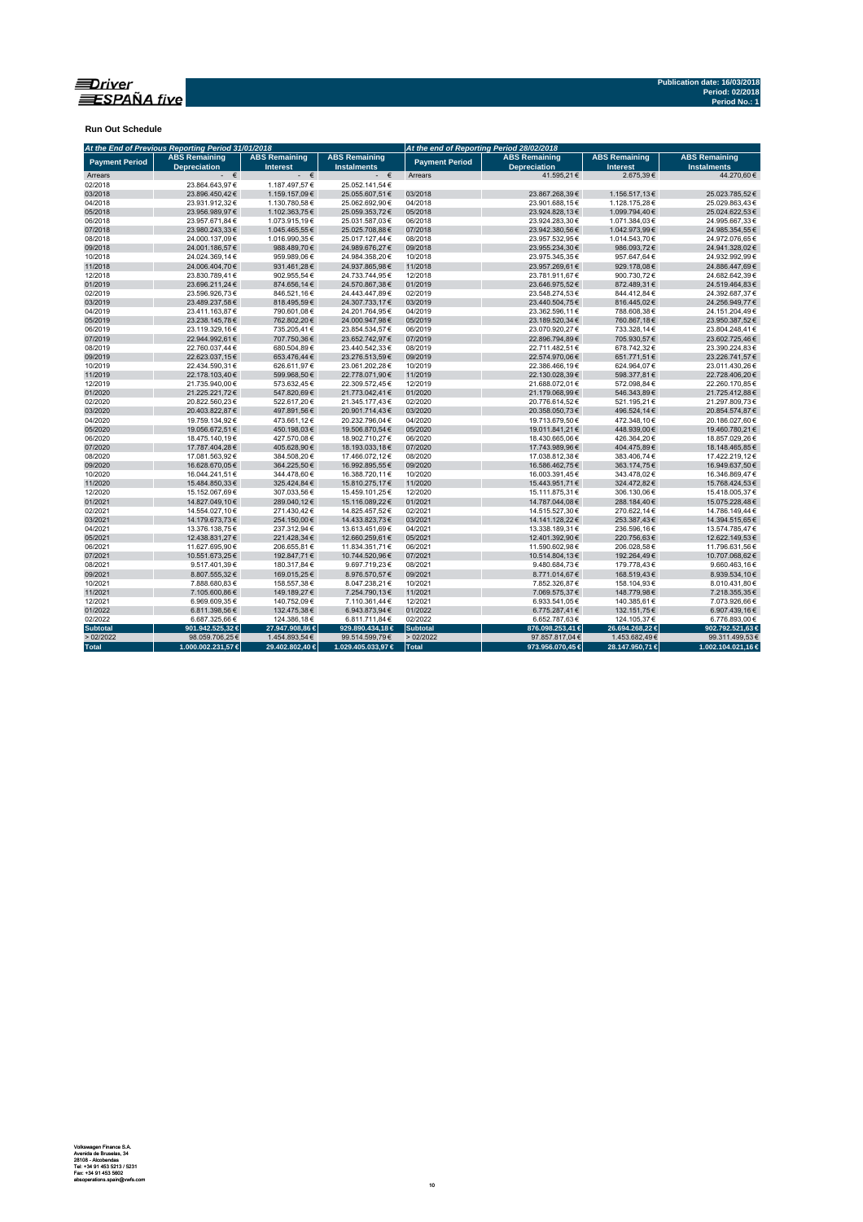Publication date: 16/03/2018
Period: 02/2018
Period No.: 1

**Run Out Schedule**

| At the End of Previous Reporting Period 31/01/2018 | | | | At the end of Reporting Period 28/02/2018 | | | |
|---|---|---|---|---|---|---|---|
| Payment Period | ABS Remaining Depreciation | ABS Remaining Interest | ABS Remaining Instalments | Payment Period | ABS Remaining Depreciation | ABS Remaining Interest | ABS Remaining Instalments |
| Arrears | - € | - € | - € | Arrears | 41.595,21 € | 2.675,39 € | 44.270,60 € |
| 02/2018 | 23.864.643,97 € | 1.187.497,57 € | 25.052.141,54 € | | | | |
| 03/2018 | 23.896.450,42 € | 1.159.157,09 € | 25.055.607,51 € | 03/2018 | 23.867.268,39 € | 1.156.517,13 € | 25.023.785,52 € |
| 04/2018 | 23.931.912,32 € | 1.130.780,58 € | 25.062.692,90 € | 04/2018 | 23.901.688,15 € | 1.128.175,28 € | 25.029.863,43 € |
| 05/2018 | 23.956.989,97 € | 1.102.363,75 € | 25.059.353,72 € | 05/2018 | 23.924.828,13 € | 1.099.794,40 € | 25.024.622,53 € |
| 06/2018 | 23.957.671,84 € | 1.073.915,19 € | 25.031.587,03 € | 06/2018 | 23.924.283,30 € | 1.071.384,03 € | 24.995.667,33 € |
| 07/2018 | 23.980.243,33 € | 1.045.465,55 € | 25.025.708,88 € | 07/2018 | 23.942.380,56 € | 1.042.973,99 € | 24.985.354,55 € |
| 08/2018 | 24.000.137,09 € | 1.016.990,35 € | 25.017.127,44 € | 08/2018 | 23.957.532,95 € | 1.014.543,70 € | 24.972.076,65 € |
| 09/2018 | 24.001.186,57 € | 988.489,70 € | 24.989.676,27 € | 09/2018 | 23.955.234,30 € | 986.093,72 € | 24.941.328,02 € |
| 10/2018 | 24.024.369,14 € | 959.989,06 € | 24.984.358,20 € | 10/2018 | 23.975.345,35 € | 957.647,64 € | 24.932.992,99 € |
| 11/2018 | 24.006.404,70 € | 931.461,28 € | 24.937.865,98 € | 11/2018 | 23.957.269,61 € | 929.178,08 € | 24.886.447,69 € |
| 12/2018 | 23.830.789,41 € | 902.955,54 € | 24.733.744,95 € | 12/2018 | 23.781.911,67 € | 900.730,72 € | 24.682.642,39 € |
| 01/2019 | 23.696.211,24 € | 874.656,14 € | 24.570.867,38 € | 01/2019 | 23.646.975,52 € | 872.489,31 € | 24.519.464,83 € |
| 02/2019 | 23.596.926,73 € | 846.521,16 € | 24.443.447,89 € | 02/2019 | 23.548.274,53 € | 844.412,84 € | 24.392.687,37 € |
| 03/2019 | 23.489.237,58 € | 818.495,59 € | 24.307.733,17 € | 03/2019 | 23.440.504,75 € | 816.445,02 € | 24.256.949,77 € |
| 04/2019 | 23.411.163,87 € | 790.601,08 € | 24.201.764,95 € | 04/2019 | 23.362.596,11 € | 788.608,38 € | 24.151.204,49 € |
| 05/2019 | 23.238.145,78 € | 762.802,20 € | 24.000.947,98 € | 05/2019 | 23.189.520,34 € | 760.867,18 € | 23.950.387,52 € |
| 06/2019 | 23.119.329,16 € | 735.205,41 € | 23.854.534,57 € | 06/2019 | 23.070.920,27 € | 733.328,14 € | 23.804.248,41 € |
| 07/2019 | 22.944.992,61 € | 707.750,36 € | 23.652.742,97 € | 07/2019 | 22.896.794,89 € | 705.930,57 € | 23.602.725,46 € |
| 08/2019 | 22.760.037,44 € | 680.504,89 € | 23.440.542,33 € | 08/2019 | 22.711.482,51 € | 678.742,32 € | 23.390.224,83 € |
| 09/2019 | 22.623.037,15 € | 653.476,44 € | 23.276.513,59 € | 09/2019 | 22.574.970,06 € | 651.771,51 € | 23.226.741,57 € |
| 10/2019 | 22.434.590,31 € | 626.611,97 € | 23.061.202,28 € | 10/2019 | 22.386.466,19 € | 624.964,07 € | 23.011.430,26 € |
| 11/2019 | 22.178.103,40 € | 599.968,50 € | 22.778.071,90 € | 11/2019 | 22.130.028,39 € | 598.377,81 € | 22.728.406,20 € |
| 12/2019 | 21.735.940,00 € | 573.632,45 € | 22.309.572,45 € | 12/2019 | 21.688.072,01 € | 572.098,84 € | 22.260.170,85 € |
| 01/2020 | 21.225.221,72 € | 547.820,69 € | 21.773.042,41 € | 01/2020 | 21.179.068,99 € | 546.343,89 € | 21.725.412,88 € |
| 02/2020 | 20.822.560,23 € | 522.617,20 € | 21.345.177,43 € | 02/2020 | 20.776.614,52 € | 521.195,21 € | 21.297.809,73 € |
| 03/2020 | 20.403.822,87 € | 497.891,56 € | 20.901.714,43 € | 03/2020 | 20.358.050,73 € | 496.524,14 € | 20.854.574,87 € |
| 04/2020 | 19.759.134,92 € | 473.661,12 € | 20.232.796,04 € | 04/2020 | 19.713.679,50 € | 472.348,10 € | 20.186.027,60 € |
| 05/2020 | 19.056.672,51 € | 450.198,03 € | 19.506.870,54 € | 05/2020 | 19.011.841,21 € | 448.939,00 € | 19.460.780,21 € |
| 06/2020 | 18.475.140,19 € | 427.570,08 € | 18.902.710,27 € | 06/2020 | 18.430.665,06 € | 426.364,20 € | 18.857.029,26 € |
| 07/2020 | 17.787.404,28 € | 405.628,90 € | 18.193.033,18 € | 07/2020 | 17.743.989,96 € | 404.475,89 € | 18.148.465,85 € |
| 08/2020 | 17.081.563,92 € | 384.508,20 € | 17.466.072,12 € | 08/2020 | 17.038.812,38 € | 383.406,74 € | 17.422.219,12 € |
| 09/2020 | 16.628.670,05 € | 364.225,50 € | 16.992.895,55 € | 09/2020 | 16.586.462,75 € | 363.174,75 € | 16.949.637,50 € |
| 10/2020 | 16.044.241,51 € | 344.478,60 € | 16.388.720,11 € | 10/2020 | 16.003.391,45 € | 343.478,02 € | 16.346.869,47 € |
| 11/2020 | 15.484.850,33 € | 325.424,84 € | 15.810.275,17 € | 11/2020 | 15.443.951,71 € | 324.472,82 € | 15.768.424,53 € |
| 12/2020 | 15.152.067,69 € | 307.033,56 € | 15.459.101,25 € | 12/2020 | 15.111.875,31 € | 306.130,06 € | 15.418.005,37 € |
| 01/2021 | 14.827.049,10 € | 289.040,12 € | 15.116.089,22 € | 01/2021 | 14.787.044,08 € | 288.184,40 € | 15.075.228,48 € |
| 02/2021 | 14.554.027,10 € | 271.430,42 € | 14.825.457,52 € | 02/2021 | 14.515.527,30 € | 270.622,14 € | 14.786.149,44 € |
| 03/2021 | 14.179.673,73 € | 254.150,00 € | 14.433.823,73 € | 03/2021 | 14.141.128,22 € | 253.387,43 € | 14.394.515,65 € |
| 04/2021 | 13.376.138,75 € | 237.312,94 € | 13.613.451,69 € | 04/2021 | 13.338.189,31 € | 236.596,16 € | 13.574.785,47 € |
| 05/2021 | 12.438.831,27 € | 221.428,34 € | 12.660.259,61 € | 05/2021 | 12.401.392,90 € | 220.756,63 € | 12.622.149,53 € |
| 06/2021 | 11.627.695,90 € | 206.655,81 € | 11.834.351,71 € | 06/2021 | 11.590.602,98 € | 206.028,58 € | 11.796.631,56 € |
| 07/2021 | 10.551.673,25 € | 192.847,71 € | 10.744.520,96 € | 07/2021 | 10.514.804,13 € | 192.264,49 € | 10.707.068,62 € |
| 08/2021 | 9.517.401,39 € | 180.317,84 € | 9.697.719,23 € | 08/2021 | 9.480.684,73 € | 179.778,43 € | 9.660.463,16 € |
| 09/2021 | 8.807.555,32 € | 169.015,25 € | 8.976.570,57 € | 09/2021 | 8.771.014,67 € | 168.519,43 € | 8.939.534,10 € |
| 10/2021 | 7.888.680,83 € | 158.557,38 € | 8.047.238,21 € | 10/2021 | 7.852.326,87 € | 158.104,93 € | 8.010.431,80 € |
| 11/2021 | 7.105.600,86 € | 149.189,27 € | 7.254.790,13 € | 11/2021 | 7.069.575,37 € | 148.779,98 € | 7.218.355,35 € |
| 12/2021 | 6.969.609,35 € | 140.752,09 € | 7.110.361,44 € | 12/2021 | 6.933.541,05 € | 140.385,61 € | 7.073.926,66 € |
| 01/2022 | 6.811.398,56 € | 132.475,38 € | 6.943.873,94 € | 01/2022 | 6.775.287,41 € | 132.151,75 € | 6.907.439,16 € |
| 02/2022 | 6.687.325,66 € | 124.386,18 € | 6.811.711,84 € | 02/2022 | 6.652.787,63 € | 124.105,37 € | 6.776.893,00 € |
| **Subtotal** | **901.942.525,32 €** | **27.947.908,86 €** | **929.890.434,18 €** | **Subtotal** | **876.098.253,41 €** | **26.694.268,22 €** | **902.792.521,63 €** |
| > 02/2022 | 98.059.706,25 € | 1.454.893,54 € | 99.514.599,79 € | > 02/2022 | 97.857.817,04 € | 1.453.682,49 € | 99.311.499,53 € |
| **Total** | **1.000.002.231,57 €** | **29.402.802,40 €** | **1.029.405.033,97 €** | **Total** | **973.956.070,45 €** | **28.147.950,71 €** | **1.002.104.021,16 €** |

Volkswagen Finance S.A.
Avenida de Bruselas, 34
28108 - Alcobendas
Tel: +34 91 453 5213 / 5231
Fax: +34 91 453 5802
absoperations.spain@vwfs.com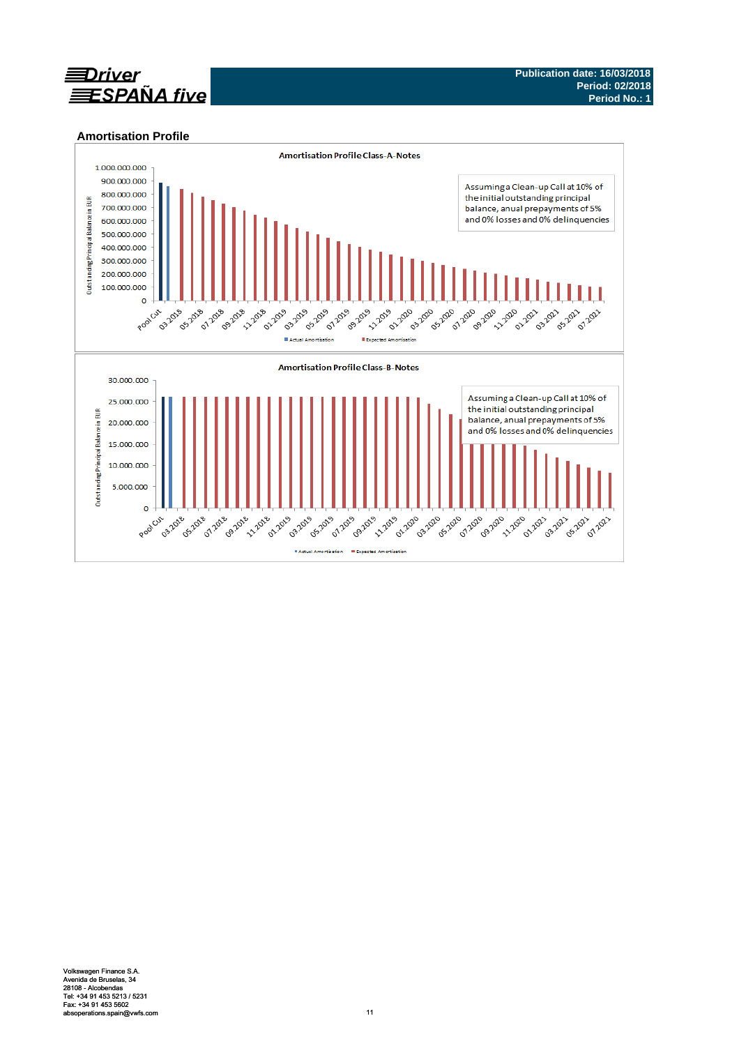## Amortisation Profile

**Amortisation Profile Class-A-Notes**

Assuming a Clean-up Call at 10% of the initial outstanding principal balance, anual prepayments of 5% and 0% losses and 0% delinquencies

Outstanding Principal Balance in EUR

1.000.000.000
900.000.000
800.000.000
700.000.000
600.000.000
500.000.000
400.000.000
300.000.000
200.000.000
100.000.000
0

Pool Cut, 03.2018, 05.2018, 07.2018, 09.2018, 11.2018, 01.2019, 03.2019, 05.2019, 07.2019, 09.2019, 11.2019, 01.2020, 03.2020, 05.2020, 07.2020, 09.2020, 11.2020, 01.2021, 03.2021, 05.2021, 07.2021

Actual Amortisation    Expected Amortisation

**Amortisation Profile Class-B-Notes**

Assuming a Clean-up Call at 10% of the initial outstanding principal balance, anual prepayments of 5% and 0% losses and 0% delinquencies

Outstanding Principal Balance in EUR

30.000.000
25.000.000
20.000.000
15.000.000
10.000.000
5.000.000
0

Pool Cut, 03.2018, 05.2018, 07.2018, 09.2018, 11.2018, 01.2019, 03.2019, 05.2019, 07.2019, 09.2019, 11.2019, 01.2020, 03.2020, 05.2020, 07.2020, 09.2020, 11.2020, 01.2021, 03.2021, 05.2021, 07.2021

Actual Amortisation    Expected Amortisation

Volkswagen Finance S.A.
Avenida de Bruselas, 34
28108 - Alcobendas
Tel: +34 91 453 5213 / 5231
Fax: +34 91 453 5602
absoperations.spain@vwfs.com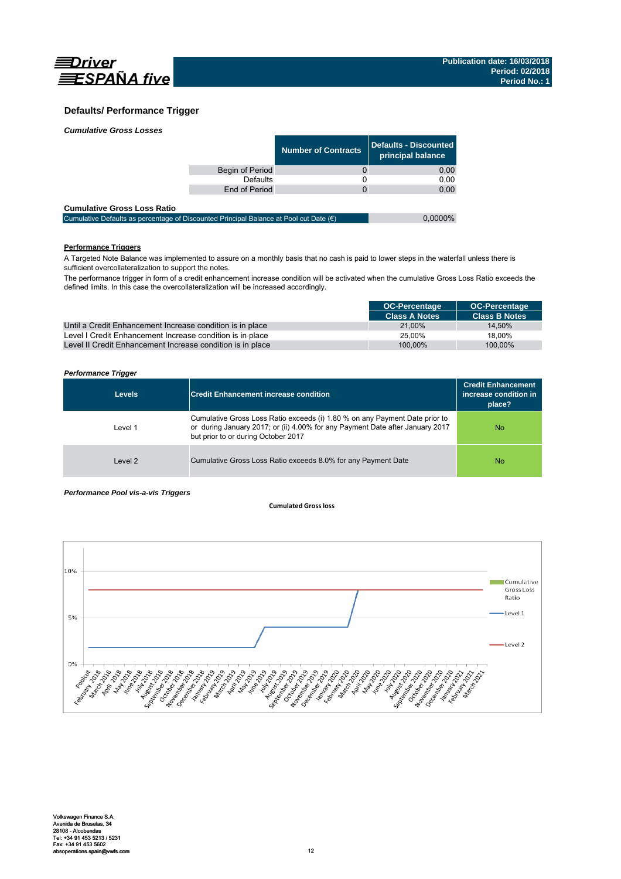## Defaults/ Performance Trigger

***Cumulative Gross Losses***

| | Number of Contracts | Defaults - Discounted principal balance |
|---|---|---|
| Begin of Period | 0 | 0,00 |
| Defaults | 0 | 0,00 |
| End of Period | 0 | 0,00 |

**Cumulative Gross Loss Ratio**

| | |
|---|---|
| Cumulative Defaults as percentage of Discounted Principal Balance at Pool cut Date (€) | 0,0000% |

**Performance Triggers**

A Targeted Note Balance was implemented to assure on a monthly basis that no cash is paid to lower steps in the waterfall unless there is sufficient overcollateralization to support the notes.

The performance trigger in form of a credit enhancement increase condition will be activated when the cumulative Gross Loss Ratio exceeds the defined limits. In this case the overcollateralization will be increased accordingly.

| | OC-Percentage Class A Notes | OC-Percentage Class B Notes |
|---|---|---|
| Until a Credit Enhancement Increase condition is in place | 21,00% | 14,50% |
| Level I Credit Enhancement Increase condition is in place | 25,00% | 18,00% |
| Level II Credit Enhancement Increase condition is in place | 100,00% | 100,00% |

***Performance Trigger***

| Levels | Credit Enhancement increase condition | Credit Enhancement increase condition in place? |
|---|---|---|
| Level 1 | Cumulative Gross Loss Ratio exceeds (i) 1.80 % on any Payment Date prior to or during January 2017; or (ii) 4.00% for any Payment Date after January 2017 but prior to or during October 2017 | No |
| Level 2 | Cumulative Gross Loss Ratio exceeds 8.0% for any Payment Date | No |

***Performance Pool vis-a-vis Triggers***

**Cumulated Gross loss**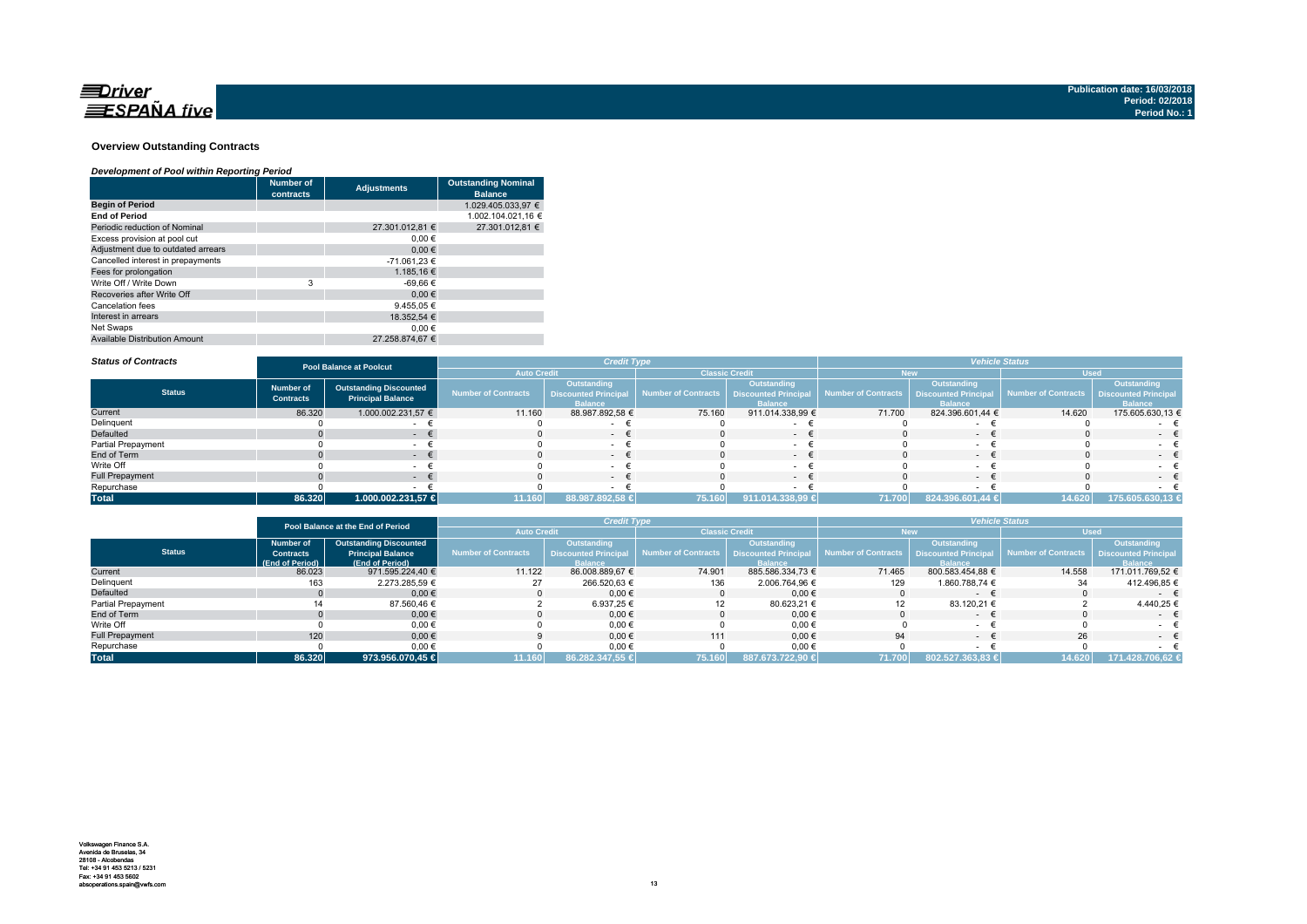Publication date: 16/03/2018
Period: 02/2018
Period No.: 1

## Overview Outstanding Contracts

### *Development of Pool within Reporting Period*

| | Number of contracts | Adjustments | Outstanding Nominal Balance |
|---|---|---|---|
| **Begin of Period** | | | 1.029.405.033,97 € |
| **End of Period** | | | 1.002.104.021,16 € |
| Periodic reduction of Nominal | | 27.301.012,81 € | 27.301.012,81 € |
| Excess provision at pool cut | | 0,00 € | |
| Adjustment due to outdated arrears | | 0,00 € | |
| Cancelled interest in prepayments | | -71.061,23 € | |
| Fees for prolongation | | 1.185,16 € | |
| Write Off / Write Down | 3 | -69,66 € | |
| Recoveries after Write Off | | 0,00 € | |
| Cancelation fees | | 9.455,05 € | |
| Interest in arrears | | 18.352,54 € | |
| Net Swaps | | 0,00 € | |
| Available Distribution Amount | | 27.258.874,67 € | |

### *Status of Contracts*

| | Pool Balance at Poolcut | | Credit Type | | | | Vehicle Status | | | |
|---|---|---|---|---|---|---|---|---|---|---|
| | | | Auto Credit | | Classic Credit | | New | | Used | |
| **Status** | Number of Contracts | Outstanding Discounted Principal Balance | Number of Contracts | Outstanding Discounted Principal Balance | Number of Contracts | Outstanding Discounted Principal Balance | Number of Contracts | Outstanding Discounted Principal Balance | Number of Contracts | Outstanding Discounted Principal Balance |
| Current | 86.320 | 1.000.002.231,57 € | 11.160 | 88.987.892,58 € | 75.160 | 911.014.338,99 € | 71.700 | 824.396.601,44 € | 14.620 | 175.605.630,13 € |
| Delinquent | 0 | - € | 0 | - € | 0 | - € | 0 | - € | 0 | - € |
| Defaulted | 0 | - € | 0 | - € | 0 | - € | 0 | - € | 0 | - € |
| Partial Prepayment | 0 | - € | 0 | - € | 0 | - € | 0 | - € | 0 | - € |
| End of Term | 0 | - € | 0 | - € | 0 | - € | 0 | - € | 0 | - € |
| Write Off | 0 | - € | 0 | - € | 0 | - € | 0 | - € | 0 | - € |
| Full Prepayment | 0 | - € | 0 | - € | 0 | - € | 0 | - € | 0 | - € |
| Repurchase | 0 | - € | 0 | - € | 0 | - € | 0 | - € | 0 | - € |
| **Total** | **86.320** | **1.000.002.231,57 €** | **11.160** | **88.987.892,58 €** | **75.160** | **911.014.338,99 €** | **71.700** | **824.396.601,44 €** | **14.620** | **175.605.630,13 €** |

| | Pool Balance at the End of Period | | Credit Type | | | | Vehicle Status | | | |
|---|---|---|---|---|---|---|---|---|---|---|
| | | | Auto Credit | | Classic Credit | | New | | Used | |
| **Status** | Number of Contracts (End of Period) | Outstanding Discounted Principal Balance (End of Period) | Number of Contracts | Outstanding Discounted Principal Balance | Number of Contracts | Outstanding Discounted Principal Balance | Number of Contracts | Outstanding Discounted Principal Balance | Number of Contracts | Outstanding Discounted Principal Balance |
| Current | 86.023 | 971.595.224,40 € | 11.122 | 86.008.889,67 € | 74.901 | 885.586.334,73 € | 71.465 | 800.583.454,88 € | 14.558 | 171.011.769,52 € |
| Delinquent | 163 | 2.273.285,59 € | 27 | 266.520,63 € | 136 | 2.006.764,96 € | 129 | 1.860.788,74 € | 34 | 412.496,85 € |
| Defaulted | 0 | 0,00 € | 0 | 0,00 € | 0 | 0,00 € | 0 | - € | 0 | - € |
| Partial Prepayment | 14 | 87.560,46 € | 2 | 6.937,25 € | 12 | 80.623,21 € | 12 | 83.120,21 € | 2 | 4.440,25 € |
| End of Term | 0 | 0,00 € | 0 | 0,00 € | 0 | 0,00 € | 0 | - € | 0 | - € |
| Write Off | 0 | 0,00 € | 0 | 0,00 € | 0 | 0,00 € | 0 | - € | 0 | - € |
| Full Prepayment | 120 | 0,00 € | 9 | 0,00 € | 111 | 0,00 € | 94 | - € | 26 | - € |
| Repurchase | 0 | 0,00 € | 0 | 0,00 € | 0 | 0,00 € | 0 | - € | 0 | - € |
| **Total** | **86.320** | **973.956.070,45 €** | **11.160** | **86.282.347,55 €** | **75.160** | **887.673.722,90 €** | **71.700** | **802.527.363,83 €** | **14.620** | **171.428.706,62 €** |

Volkswagen Finance S.A.
Avenida de Bruselas, 34
28108 - Alcobendas
Tel: +34 91 453 5213 / 5231
Fax: +34 91 453 5602
absoperations.spain@vwfs.com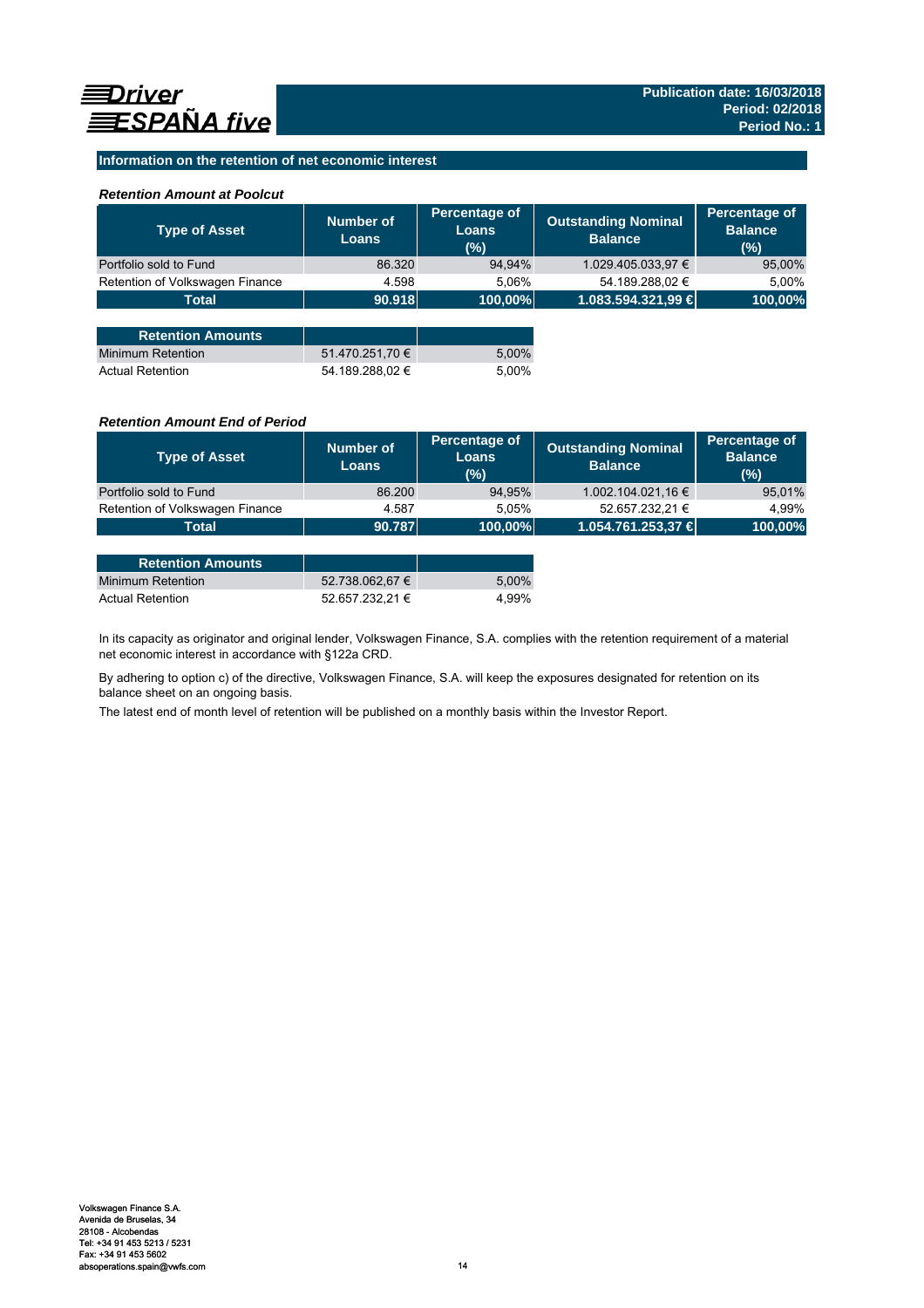Driver ESPAÑA five

**Publication date: 16/03/2018**
**Period: 02/2018**
**Period No.: 1**

## Information on the retention of net economic interest

### *Retention Amount at Poolcut*

| Type of Asset | Number of Loans | Percentage of Loans (%) | Outstanding Nominal Balance | Percentage of Balance (%) |
|---|---|---|---|---|
| Portfolio sold to Fund | 86.320 | 94,94% | 1.029.405.033,97 € | 95,00% |
| Retention of Volkswagen Finance | 4.598 | 5,06% | 54.189.288,02 € | 5,00% |
| **Total** | **90.918** | **100,00%** | **1.083.594.321,99 €** | **100,00%** |

| Retention Amounts | | |
|---|---|---|
| Minimum Retention | 51.470.251,70 € | 5,00% |
| Actual Retention | 54.189.288,02 € | 5,00% |

### *Retention Amount End of Period*

| Type of Asset | Number of Loans | Percentage of Loans (%) | Outstanding Nominal Balance | Percentage of Balance (%) |
|---|---|---|---|---|
| Portfolio sold to Fund | 86.200 | 94,95% | 1.002.104.021,16 € | 95,01% |
| Retention of Volkswagen Finance | 4.587 | 5,05% | 52.657.232,21 € | 4,99% |
| **Total** | **90.787** | **100,00%** | **1.054.761.253,37 €** | **100,00%** |

| Retention Amounts | | |
|---|---|---|
| Minimum Retention | 52.738.062,67 € | 5,00% |
| Actual Retention | 52.657.232,21 € | 4,99% |

In its capacity as originator and original lender, Volkswagen Finance, S.A. complies with the retention requirement of a material net economic interest in accordance with §122a CRD.

By adhering to option c) of the directive, Volkswagen Finance, S.A. will keep the exposures designated for retention on its balance sheet on an ongoing basis.

The latest end of month level of retention will be published on a monthly basis within the Investor Report.

Volkswagen Finance S.A.
Avenida de Bruselas, 34
28108 - Alcobendas
Tel: +34 91 453 5213 / 5231
Fax: +34 91 453 5602
absoperations.spain@vwfs.com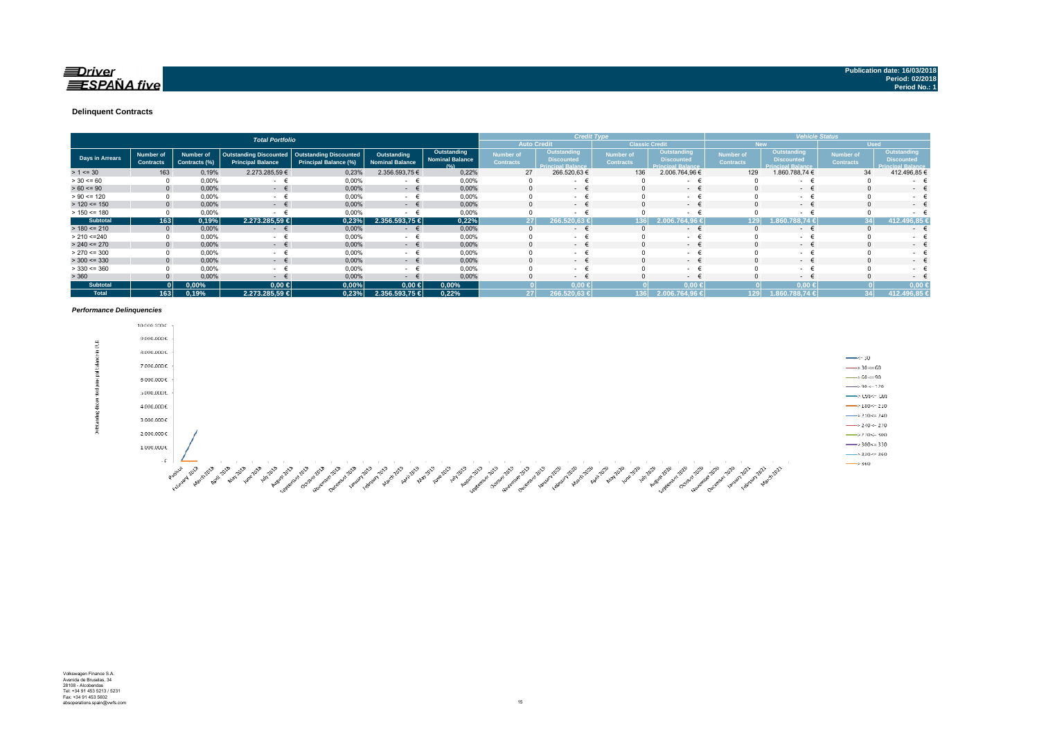Publication date: 16/03/2018
Period: 02/2018
Period No.: 1

## Delinquent Contracts

| Total Portfolio | | | | | | | Credit Type | | | | Vehicle Status | | | |
|---|---|---|---|---|---|---|---|---|---|---|---|---|---|---|
| | | | | | | | Auto Credit | | Classic Credit | | New | | Used | |
| Days in Arrears | Number of Contracts | Number of Contracts (%) | Outstanding Discounted Principal Balance | Outstanding Discounted Principal Balance (%) | Outstanding Nominal Balance | Outstanding Nominal Balance (%) | Number of Contracts | Outstanding Discounted Principal Balance | Number of Contracts | Outstanding Discounted Principal Balance | Number of Contracts | Outstanding Discounted Principal Balance | Number of Contracts | Outstanding Discounted Principal Balance |
| > 1 <= 30 | 163 | 0,19% | 2.273.285,59 € | 0,23% | 2.356.593,75 € | 0,22% | 27 | 266.520,63 € | 136 | 2.006.764,96 € | 129 | 1.860.788,74 € | 34 | 412.496,85 € |
| > 30 <= 60 | 0 | 0,00% | - € | 0,00% | - € | 0,00% | 0 | - € | 0 | - € | 0 | - € | 0 | - € |
| > 60 <= 90 | 0 | 0,00% | - € | 0,00% | - € | 0,00% | 0 | - € | 0 | - € | 0 | - € | 0 | - € |
| > 90 <= 120 | 0 | 0,00% | - € | 0,00% | - € | 0,00% | 0 | - € | 0 | - € | 0 | - € | 0 | - € |
| > 120 <= 150 | 0 | 0,00% | - € | 0,00% | - € | 0,00% | 0 | - € | 0 | - € | 0 | - € | 0 | - € |
| > 150 <= 180 | 0 | 0,00% | - € | 0,00% | - € | 0,00% | 0 | - € | 0 | - € | 0 | - € | 0 | - € |
| **Subtotal** | **163** | **0,19%** | **2.273.285,59 €** | **0,23%** | **2.356.593,75 €** | **0,22%** | **27** | **266.520,63 €** | **136** | **2.006.764,96 €** | **129** | **1.860.788,74 €** | **34** | **412.496,85 €** |
| > 180 <= 210 | 0 | 0,00% | - € | 0,00% | - € | 0,00% | 0 | - € | 0 | - € | 0 | - € | 0 | - € |
| > 210 <=240 | 0 | 0,00% | - € | 0,00% | - € | 0,00% | 0 | - € | 0 | - € | 0 | - € | 0 | - € |
| > 240 <= 270 | 0 | 0,00% | - € | 0,00% | - € | 0,00% | 0 | - € | 0 | - € | 0 | - € | 0 | - € |
| > 270 <= 300 | 0 | 0,00% | - € | 0,00% | - € | 0,00% | 0 | - € | 0 | - € | 0 | - € | 0 | - € |
| > 300 <= 330 | 0 | 0,00% | - € | 0,00% | - € | 0,00% | 0 | - € | 0 | - € | 0 | - € | 0 | - € |
| > 330 <= 360 | 0 | 0,00% | - € | 0,00% | - € | 0,00% | 0 | - € | 0 | - € | 0 | - € | 0 | - € |
| > 360 | 0 | 0,00% | - € | 0,00% | - € | 0,00% | 0 | - € | 0 | - € | 0 | - € | 0 | - € |
| **Subtotal** | **0** | **0,00%** | **0,00 €** | **0,00%** | **0,00 €** | **0,00%** | **0** | **0,00 €** | **0** | **0,00 €** | **0** | **0,00 €** | **0** | **0,00 €** |
| **Total** | **163** | **0,19%** | **2.273.285,59 €** | **0,23%** | **2.356.593,75 €** | **0,22%** | **27** | **266.520,63 €** | **136** | **2.006.764,96 €** | **129** | **1.860.788,74 €** | **34** | **412.496,85 €** |

### *Performance Delinquencies*

Volkswagen Finance S.A.
Avenida de Bruselas, 34
28108 - Alcobendas
Tel: +34 91 453 5213 / 5231
Fax: +34 91 453 5602
absoperations.spain@vwfs.com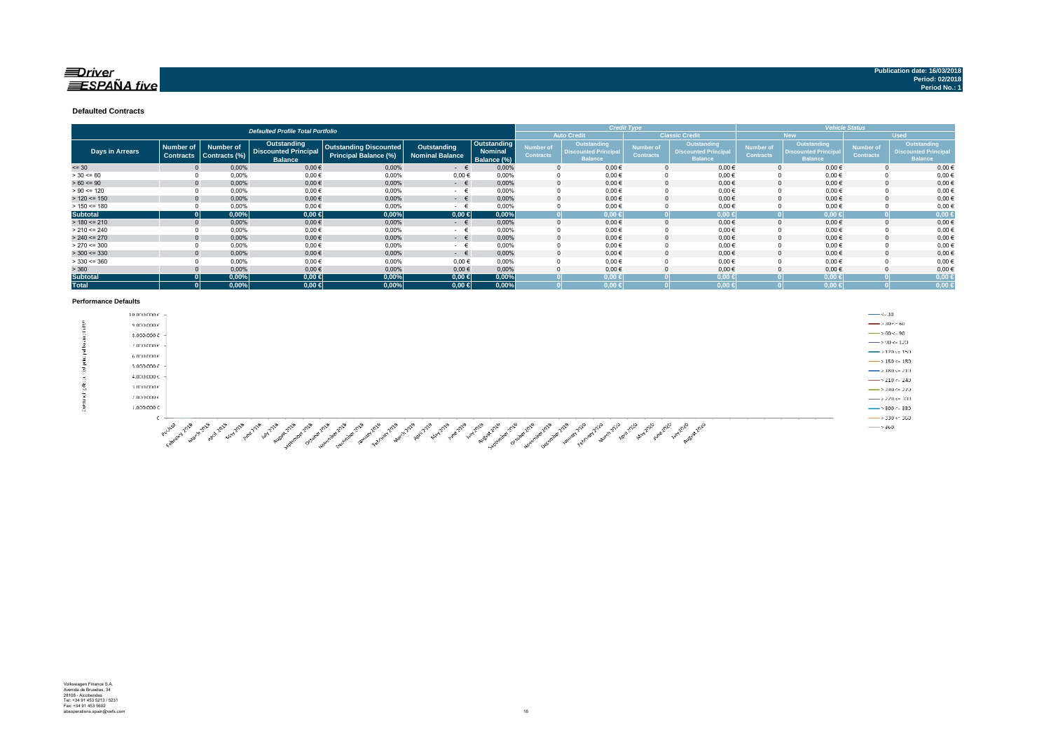Publication date: 16/03/2018
Period: 02/2018
Period No.: 1

### Defaulted Contracts

| Defaulted Profile Total Portfolio | | | | | | | Credit Type | | | | Vehicle Status | | | |
|---|---|---|---|---|---|---|---|---|---|---|---|---|---|---|
| | | | | | | | Auto Credit | | Classic Credit | | New | | Used | |
| Days in Arrears | Number of Contracts | Number of Contracts (%) | Outstanding Discounted Principal Balance | Outstanding Discounted Principal Balance (%) | Outstanding Nominal Balance | Outstanding Nominal Balance (%) | Number of Contracts | Outstanding Discounted Principal Balance | Number of Contracts | Outstanding Discounted Principal Balance | Number of Contracts | Outstanding Discounted Principal Balance | Number of Contracts | Outstanding Discounted Principal Balance |
| <= 30 | 0 | 0,00% | 0,00 € | 0,00% | - € | 0,00% | 0 | 0,00 € | 0 | 0,00 € | 0 | 0,00 € | 0 | 0,00 € |
| > 30 <= 60 | 0 | 0,00% | 0,00 € | 0,00% | 0,00 € | 0,00% | 0 | 0,00 € | 0 | 0,00 € | 0 | 0,00 € | 0 | 0,00 € |
| > 60 <= 90 | 0 | 0,00% | 0,00 € | 0,00% | - € | 0,00% | 0 | 0,00 € | 0 | 0,00 € | 0 | 0,00 € | 0 | 0,00 € |
| > 90 <= 120 | 0 | 0,00% | 0,00 € | 0,00% | - € | 0,00% | 0 | 0,00 € | 0 | 0,00 € | 0 | 0,00 € | 0 | 0,00 € |
| > 120 <= 150 | 0 | 0,00% | 0,00 € | 0,00% | - € | 0,00% | 0 | 0,00 € | 0 | 0,00 € | 0 | 0,00 € | 0 | 0,00 € |
| > 150 <= 180 | 0 | 0,00% | 0,00 € | 0,00% | - € | 0,00% | 0 | 0,00 € | 0 | 0,00 € | 0 | 0,00 € | 0 | 0,00 € |
| **Subtotal** | **0** | **0,00%** | **0,00 €** | **0,00%** | **0,00 €** | **0,00%** | **0** | **0,00 €** | **0** | **0,00 €** | **0** | **0,00 €** | **0** | **0,00 €** |
| > 180 <= 210 | 0 | 0,00% | 0,00 € | 0,00% | - € | 0,00% | 0 | 0,00 € | 0 | 0,00 € | 0 | 0,00 € | 0 | 0,00 € |
| > 210 <= 240 | 0 | 0,00% | 0,00 € | 0,00% | - € | 0,00% | 0 | 0,00 € | 0 | 0,00 € | 0 | 0,00 € | 0 | 0,00 € |
| > 240 <= 270 | 0 | 0,00% | 0,00 € | 0,00% | - € | 0,00% | 0 | 0,00 € | 0 | 0,00 € | 0 | 0,00 € | 0 | 0,00 € |
| > 270 <= 300 | 0 | 0,00% | 0,00 € | 0,00% | - € | 0,00% | 0 | 0,00 € | 0 | 0,00 € | 0 | 0,00 € | 0 | 0,00 € |
| > 300 <= 330 | 0 | 0,00% | 0,00 € | 0,00% | - € | 0,00% | 0 | 0,00 € | 0 | 0,00 € | 0 | 0,00 € | 0 | 0,00 € |
| > 330 <= 360 | 0 | 0,00% | 0,00 € | 0,00% | 0,00 € | 0,00% | 0 | 0,00 € | 0 | 0,00 € | 0 | 0,00 € | 0 | 0,00 € |
| > 360 | 0 | 0,00% | 0,00 € | 0,00% | 0,00 € | 0,00% | 0 | 0,00 € | 0 | 0,00 € | 0 | 0,00 € | 0 | 0,00 € |
| **Subtotal** | **0** | **0,00%** | **0,00 €** | **0,00%** | **0,00 €** | **0,00%** | **0** | **0,00 €** | **0** | **0,00 €** | **0** | **0,00 €** | **0** | **0,00 €** |
| **Total** | **0** | **0,00%** | **0,00 €** | **0,00%** | **0,00 €** | **0,00%** | **0** | **0,00 €** | **0** | **0,00 €** | **0** | **0,00 €** | **0** | **0,00 €** |

### Performance Defaults

Volkswagen Finance S.A.
Avenida de Bruselas, 34
28108 - Alcobendas
Tel: +34 91 453 5213 / 5231
Fax: +34 91 453 5602
absoperations.spain@vwfs.com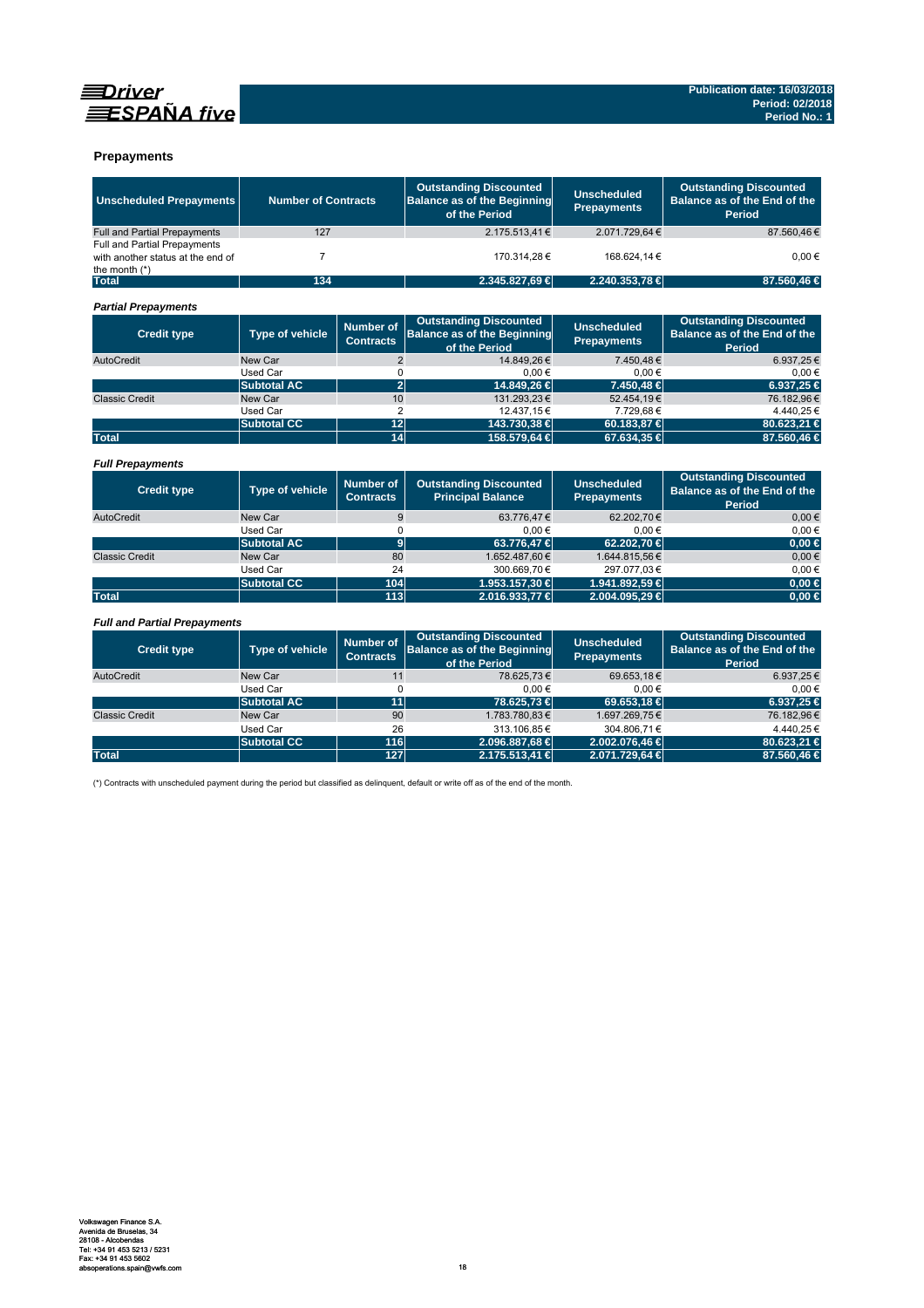## Prepayments

| Unscheduled Prepayments | Number of Contracts | Outstanding Discounted Balance as of the Beginning of the Period | Unscheduled Prepayments | Outstanding Discounted Balance as of the End of the Period |
|---|---|---|---|---|
| Full and Partial Prepayments | 127 | 2.175.513,41 € | 2.071.729,64 € | 87.560,46 € |
| Full and Partial Prepayments with another status at the end of the month (*) | 7 | 170.314,28 € | 168.624,14 € | 0,00 € |
| **Total** | **134** | **2.345.827,69 €** | **2.240.353,78 €** | **87.560,46 €** |

### *Partial Prepayments*

| Credit type | Type of vehicle | Number of Contracts | Outstanding Discounted Balance as of the Beginning of the Period | Unscheduled Prepayments | Outstanding Discounted Balance as of the End of the Period |
|---|---|---|---|---|---|
| AutoCredit | New Car | 2 | 14.849,26 € | 7.450,48 € | 6.937,25 € |
| | Used Car | 0 | 0,00 € | 0,00 € | 0,00 € |
| | **Subtotal AC** | **2** | **14.849,26 €** | **7.450,48 €** | **6.937,25 €** |
| Classic Credit | New Car | 10 | 131.293,23 € | 52.454,19 € | 76.182,96 € |
| | Used Car | 2 | 12.437,15 € | 7.729,68 € | 4.440,25 € |
| | **Subtotal CC** | **12** | **143.730,38 €** | **60.183,87 €** | **80.623,21 €** |
| **Total** | | **14** | **158.579,64 €** | **67.634,35 €** | **87.560,46 €** |

### *Full Prepayments*

| Credit type | Type of vehicle | Number of Contracts | Outstanding Discounted Principal Balance | Unscheduled Prepayments | Outstanding Discounted Balance as of the End of the Period |
|---|---|---|---|---|---|
| AutoCredit | New Car | 9 | 63.776,47 € | 62.202,70 € | 0,00 € |
| | Used Car | 0 | 0,00 € | 0,00 € | 0,00 € |
| | **Subtotal AC** | **9** | **63.776,47 €** | **62.202,70 €** | **0,00 €** |
| Classic Credit | New Car | 80 | 1.652.487,60 € | 1.644.815,56 € | 0,00 € |
| | Used Car | 24 | 300.669,70 € | 297.077,03 € | 0,00 € |
| | **Subtotal CC** | **104** | **1.953.157,30 €** | **1.941.892,59 €** | **0,00 €** |
| **Total** | | **113** | **2.016.933,77 €** | **2.004.095,29 €** | **0,00 €** |

### *Full and Partial Prepayments*

| Credit type | Type of vehicle | Number of Contracts | Outstanding Discounted Balance as of the Beginning of the Period | Unscheduled Prepayments | Outstanding Discounted Balance as of the End of the Period |
|---|---|---|---|---|---|
| AutoCredit | New Car | 11 | 78.625,73 € | 69.653,18 € | 6.937,25 € |
| | Used Car | 0 | 0,00 € | 0,00 € | 0,00 € |
| | **Subtotal AC** | **11** | **78.625,73 €** | **69.653,18 €** | **6.937,25 €** |
| Classic Credit | New Car | 90 | 1.783.780,83 € | 1.697.269,75 € | 76.182,96 € |
| | Used Car | 26 | 313.106,85 € | 304.806,71 € | 4.440,25 € |
| | **Subtotal CC** | **116** | **2.096.887,68 €** | **2.002.076,46 €** | **80.623,21 €** |
| **Total** | | **127** | **2.175.513,41 €** | **2.071.729,64 €** | **87.560,46 €** |

(*) Contracts with unscheduled payment during the period but classified as delinquent, default or write off as of the end of the month.

Volkswagen Finance S.A.
Avenida de Bruselas, 34
28108 - Alcobendas
Tel: +34 91 453 5213 / 5231
Fax: +34 91 453 5602
absoperations.spain@vwfs.com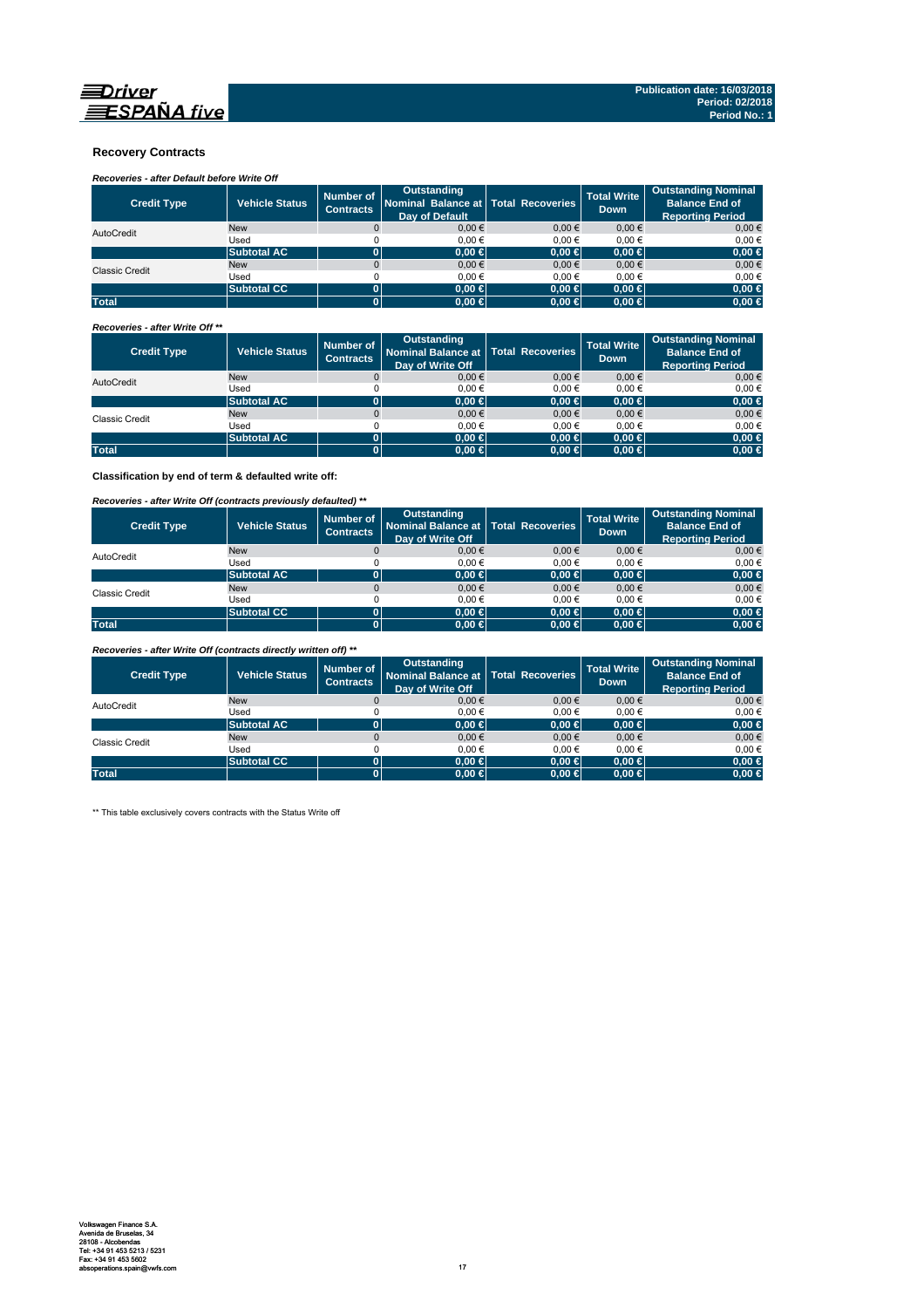## Recovery Contracts

***Recoveries - after Default before Write Off***

| Credit Type | Vehicle Status | Number of Contracts | Outstanding Nominal Balance at Day of Default | Total Recoveries | Total Write Down | Outstanding Nominal Balance End of Reporting Period |
|---|---|---|---|---|---|---|
| AutoCredit | New | 0 | 0,00 € | 0,00 € | 0,00 € | 0,00 € |
| | Used | 0 | 0,00 € | 0,00 € | 0,00 € | 0,00 € |
| | **Subtotal AC** | **0** | **0,00 €** | **0,00 €** | **0,00 €** | **0,00 €** |
| Classic Credit | New | 0 | 0,00 € | 0,00 € | 0,00 € | 0,00 € |
| | Used | 0 | 0,00 € | 0,00 € | 0,00 € | 0,00 € |
| | **Subtotal CC** | **0** | **0,00 €** | **0,00 €** | **0,00 €** | **0,00 €** |
| **Total** | | **0** | **0,00 €** | **0,00 €** | **0,00 €** | **0,00 €** |

***Recoveries - after Write Off \*\****

| Credit Type | Vehicle Status | Number of Contracts | Outstanding Nominal Balance at Day of Write Off | Total Recoveries | Total Write Down | Outstanding Nominal Balance End of Reporting Period |
|---|---|---|---|---|---|---|
| AutoCredit | New | 0 | 0,00 € | 0,00 € | 0,00 € | 0,00 € |
| | Used | 0 | 0,00 € | 0,00 € | 0,00 € | 0,00 € |
| | **Subtotal AC** | **0** | **0,00 €** | **0,00 €** | **0,00 €** | **0,00 €** |
| Classic Credit | New | 0 | 0,00 € | 0,00 € | 0,00 € | 0,00 € |
| | Used | 0 | 0,00 € | 0,00 € | 0,00 € | 0,00 € |
| | **Subtotal AC** | **0** | **0,00 €** | **0,00 €** | **0,00 €** | **0,00 €** |
| **Total** | | **0** | **0,00 €** | **0,00 €** | **0,00 €** | **0,00 €** |

**Classification by end of term & defaulted write off:**

***Recoveries - after Write Off (contracts previously defaulted) \*\****

| Credit Type | Vehicle Status | Number of Contracts | Outstanding Nominal Balance at Day of Write Off | Total Recoveries | Total Write Down | Outstanding Nominal Balance End of Reporting Period |
|---|---|---|---|---|---|---|
| AutoCredit | New | 0 | 0,00 € | 0,00 € | 0,00 € | 0,00 € |
| | Used | 0 | 0,00 € | 0,00 € | 0,00 € | 0,00 € |
| | **Subtotal AC** | **0** | **0,00 €** | **0,00 €** | **0,00 €** | **0,00 €** |
| Classic Credit | New | 0 | 0,00 € | 0,00 € | 0,00 € | 0,00 € |
| | Used | 0 | 0,00 € | 0,00 € | 0,00 € | 0,00 € |
| | **Subtotal CC** | **0** | **0,00 €** | **0,00 €** | **0,00 €** | **0,00 €** |
| **Total** | | **0** | **0,00 €** | **0,00 €** | **0,00 €** | **0,00 €** |

***Recoveries - after Write Off (contracts directly written off) \*\****

| Credit Type | Vehicle Status | Number of Contracts | Outstanding Nominal Balance at Day of Write Off | Total Recoveries | Total Write Down | Outstanding Nominal Balance End of Reporting Period |
|---|---|---|---|---|---|---|
| AutoCredit | New | 0 | 0,00 € | 0,00 € | 0,00 € | 0,00 € |
| | Used | 0 | 0,00 € | 0,00 € | 0,00 € | 0,00 € |
| | **Subtotal AC** | **0** | **0,00 €** | **0,00 €** | **0,00 €** | **0,00 €** |
| Classic Credit | New | 0 | 0,00 € | 0,00 € | 0,00 € | 0,00 € |
| | Used | 0 | 0,00 € | 0,00 € | 0,00 € | 0,00 € |
| | **Subtotal CC** | **0** | **0,00 €** | **0,00 €** | **0,00 €** | **0,00 €** |
| **Total** | | **0** | **0,00 €** | **0,00 €** | **0,00 €** | **0,00 €** |

** This table exclusively covers contracts with the Status Write off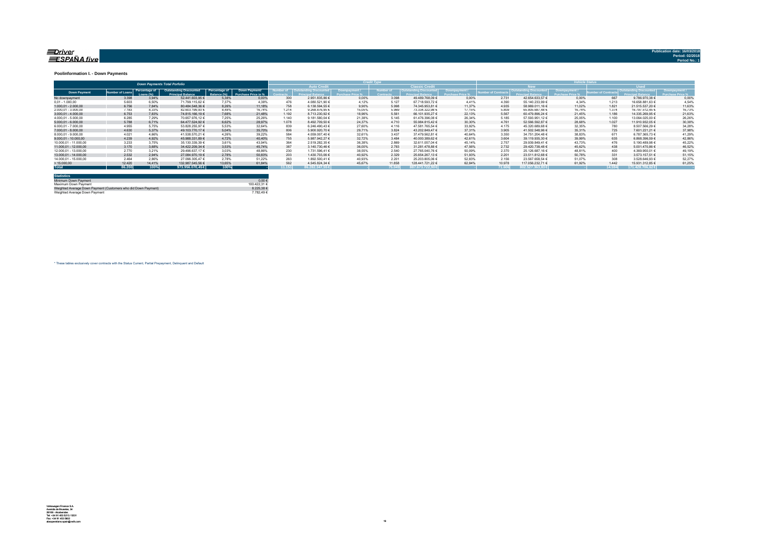**Publication date: 16/03/2018**
**Period: 02/2018**
**Period No.: 1**

### Poolinformation I. - Down Payments

| Down Payments Total Porfolio | | | | | | Credit Type | | | | | | Vehicle Status | | | | | |
|---|---|---|---|---|---|---|---|---|---|---|---|---|---|---|---|---|---|
| | | | | | | Auto Credit | | | Classic Credit | | | New | | | Used | | |
| Down Payment | Number of Loans | Percentage of Loans (%) | Outstanding Discounted Principal Balance | Percentage of Balance (%) | Down Payment/ Purchase Price in % | Number of Contracts | Outstanding Discounted Principal Balance | Downpayment / Purchase Price % | Number of Contracts | Outstanding Discounted Principal Balance | Downpayment / Purchase Price % | Number of Contracts | Outstanding Discounted Principal Balance | Downpayment / Purchase Price % | Number of Contracts | Outstanding Discounted Principal Balance | Downpayment / Purchase Price % |
| No downpayment | 3.398 | 3,94% | 52.441.603,95 € | 5,38% | 0,00% | 300 | 2.951.835,86 € | 0,00% | 3.098 | 49.489.768,09 € | 0,00% | 2.731 | 42.654.633,57 € | 0,00% | 667 | 9.786.970,38 € | 0,00% |
| 0,01 - 1.000,00 | 5.603 | 6,50% | 71.799.115,62 € | 7,37% | 4,38% | 476 | 4.080.521,90 € | 4,12% | 5.127 | 67.718.593,72 € | 4,41% | 4.390 | 55.140.233,99 € | 4,34% | 1.213 | 16.658.881,63 € | 4,54% |
| 1.000,01 - 2.000,00 | 6.756 | 7,84% | 80.484.548,36 € | 8,26% | 11,18% | 758 | 6.138.594,55 € | 9,90% | 5.998 | 74.345.953,81 € | 11,37% | 4.935 | 58.969.011,16 € | 11,02% | 1.821 | 21.515.537,20 € | 11,63% |
| 2.000,01 - 3.000,00 | 7.183 | 8,33% | 82.603.199,93 € | 8,48% | 16,74% | 1.214 | 9.268.876,95 € | 15,05% | 5.969 | 73.334.322,98 € | 17,15% | 5.809 | 65.805.687,48 € | 16,74% | 1.374 | 16.797.512,45 € | 16,73% |
| 3.000,01 - 4.000,00 | 6.753 | 7,83% | 74.815.166,19 € | 7,68% | 21,48% | 1.192 | 8.713.230,92 € | 18,96% | 5.561 | 66.101.935,27 € | 22,13% | 5.567 | 60.479.896,24 € | 21,45% | 1.186 | 14.335.269,95 € | 21,63% |
| 4.000,01 - 5.000,00 | 6.285 | 7,29% | 70.657.976,12 € | 7,25% | 25,26% | 1.140 | 9.181.580,04 € | 21,38% | 5.145 | 61.476.396,08 € | 26,34% | 5.185 | 57.593.951,12 € | 25,05% | 1.100 | 13.064.025,00 € | 26,26% |
| 5.000,01 - 6.000,00 | 5.788 | 6,71% | 64.477.524,92 € | 6,62% | 28,97% | 1.078 | 8.492.709,50 € | 24,37% | 4.710 | 55.984.815,42 € | 30,30% | 4.761 | 52.566.592,87 € | 28,68% | 1.027 | 11.910.932,05 € | 30,38% |
| 6.000,01 - 7.000,00 | 4.955 | 5,75% | 53.828.255,97 € | 5,53% | 32,64% | 839 | 6.246.490,43 € | 27,60% | 4.116 | 47.581.765,54 € | 33,92% | 4.175 | 45.320.689,68 € | 32,35% | 780 | 8.507.566,29 € | 34,28% |
| 7.000,01 - 8.000,00 | 4.630 | 5,37% | 49.103.770,17 € | 5,04% | 35,70% | 806 | 5.900.920,70 € | 29,71% | 3.824 | 43.202.849,47 € | 37,31% | 3.905 | 41.502.548,96 € | 35,31% | 725 | 7.601.221,21 € | 37,98% |
| 8.000,01 - 9.000,00 | 4.021 | 4,66% | 41.538.570,21 € | 4,26% | 39,22% | 584 | 4.059.007,40 € | 32,61% | 3.437 | 37.479.562,81 € | 40,64% | 3.350 | 34.751.204,48 € | 38,63% | 671 | 6.787.365,73 € | 41,29% |
| 9.000,01 - 10.000,00 | 4.239 | 4,92% | 45.988.331,89 € | 4,72% | 40,40% | 755 | 5.987.942,27 € | 32,72% | 3.484 | 40.000.389,62 € | 42,61% | 3.604 | 39.119.935,30 € | 39,99% | 635 | 6.868.396,59 € | 42,86% |
| 10.000,01 - 11.000,00 | 3.233 | 3,75% | 35.130.339,39 € | 3,61% | 43,94% | 364 | 2.519.282,35 € | 36,38% | 2.869 | 32.611.057,04 € | 45,14% | 2.757 | 29.939.849,41 € | 43,73% | 476 | 5.190.489,98 € | 45,22% |
| 11.000,01 - 12.000,00 | 3.170 | 3,68% | 34.422.209,34 € | 3,53% | 45,74% | 387 | 3.140.730,46 € | 36,00% | 2.783 | 31.281.478,88 € | 47,56% | 2.732 | 29.420.738,48 € | 45,62% | 438 | 5.001.470,86 € | 46,52% |
| 12.000,01 - 13.000,00 | 2.770 | 3,21% | 29.496.637,17 € | 3,03% | 48,86% | 230 | 1.731.596,41 € | 38,55% | 2.540 | 27.765.040,76 € | 50,09% | 2.370 | 25.126.687,16 € | 48,81% | 400 | 4.369.950,01 € | 49,19% |
| 13.000,01 - 14.000,00 | 2.532 | 2,94% | 27.084.970,19 € | 2,78% | 50,83% | 203 | 1.430.703,06 € | 40,92% | 2.329 | 25.654.267,13 € | 51,93% | 2.201 | 23.511.812,68 € | 50,78% | 331 | 3.573.157,51 € | 51,15% |
| 14.000,01 - 15.000,00 | 2.464 | 2,86% | 27.096.305,47 € | 2,78% | 51,22% | 263 | 1.892.500,41 € | 40,93% | 2.201 | 25.203.805,06 € | 52,83% | 2.156 | 23.567.658,54 € | 51,07% | 308 | 3.528.646,93 € | 52,27% |
| > 15.000,00 | 12.420 | 14,41% | 132.987.545,56 € | 13,65% | 61,84% | 562 | 4.545.824,34 € | 45,67% | 11.858 | 128.441.721,22 € | 62,84% | 10.978 | 117.056.232,71 € | 61,92% | 1.442 | 15.931.312,85 € | 61,25% |
| **Total** | **86.200** | **100%** | **973.956.070,45 €** | **100%** | | **11.151** | **86.282.347,55 €** | | **75.049** | **887.673.722,90 €** | | **71.606** | **802.527.363,83 €** | | **14.594** | **171.428.706,62 €** | |

| Statistics | |
|---|---|
| Minimum Down Payment | 0,00 € |
| Maximum Down Payment | 100.422,31 € |
| Weighted Average Down Payment (Customers who did Down Payment) | 8.225,38 € |
| Weighted Average Down Payment | 7.782,49 € |

* These tables exclusively cover contracts with the Status Current, Partial Prepayment, Delinquent and Default

Volkswagen Finance S.A.
Avenida de Bruselas, 34
28108 - Alcobendas
Tel: +34 91 453 5213 / 5231
Fax: +34 91 453 5602
absoperations.spain@vwfs.com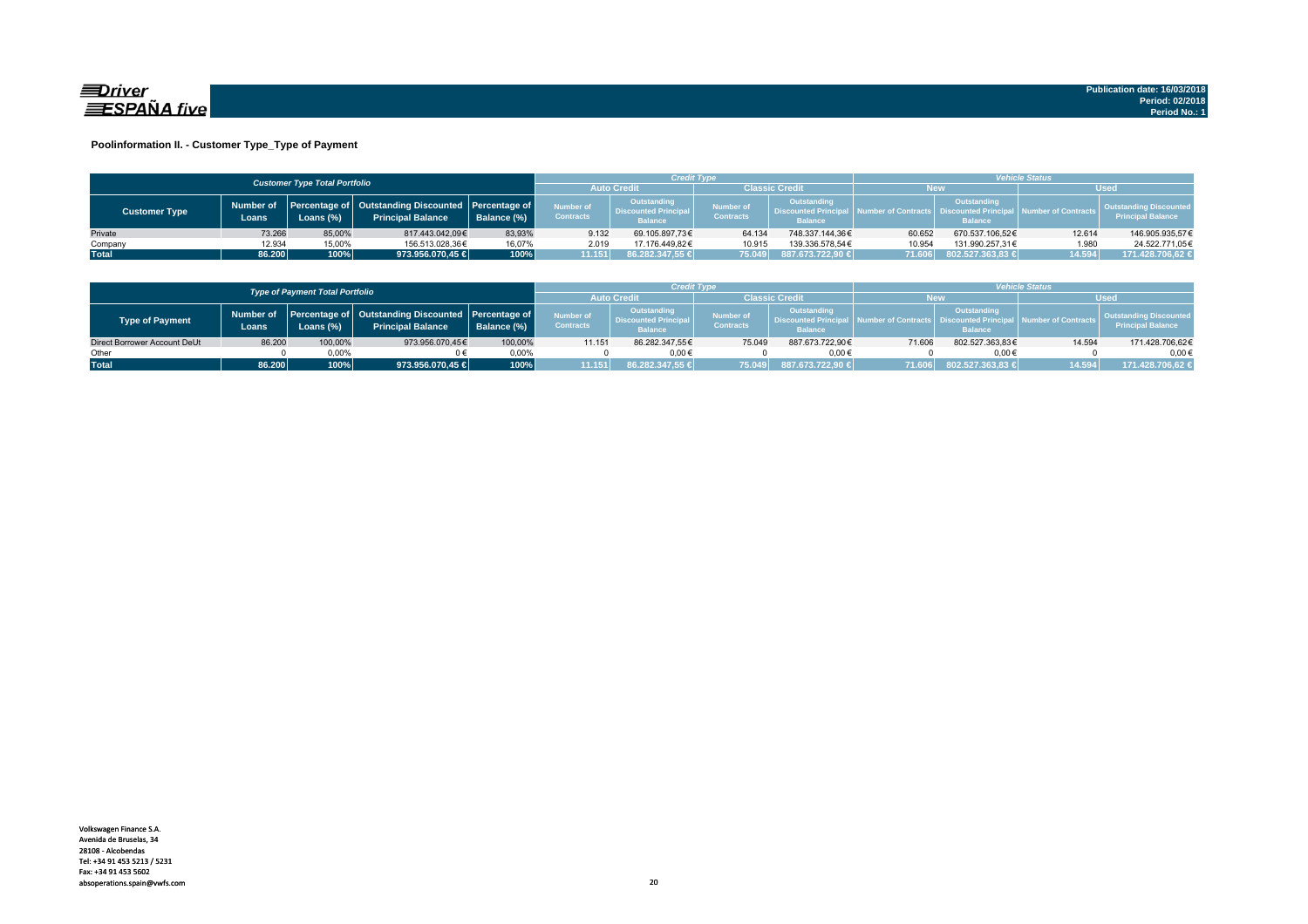Publication date: 16/03/2018
Period: 02/2018
Period No.: 1

## Poolinformation II. - Customer Type_Type of Payment

| Customer Type Total Portfolio | | | | | Credit Type | | | | Vehicle Status | | | |
|---|---|---|---|---|---|---|---|---|---|---|---|---|
| | | | | | Auto Credit | | Classic Credit | | New | | Used | |
| Customer Type | Number of Loans | Percentage of Loans (%) | Outstanding Discounted Principal Balance | Percentage of Balance (%) | Number of Contracts | Outstanding Discounted Principal Balance | Number of Contracts | Outstanding Discounted Principal Balance | Number of Contracts | Outstanding Discounted Principal Balance | Number of Contracts | Outstanding Discounted Principal Balance |
| Private | 73.266 | 85,00% | 817.443.042,09€ | 83,93% | 9.132 | 69.105.897,73€ | 64.134 | 748.337.144,36€ | 60.652 | 670.537.106,52€ | 12.614 | 146.905.935,57€ |
| Company | 12.934 | 15,00% | 156.513.028,36€ | 16,07% | 2.019 | 17.176.449,82€ | 10.915 | 139.336.578,54€ | 10.954 | 131.990.257,31€ | 1.980 | 24.522.771,05€ |
| **Total** | **86.200** | **100%** | **973.956.070,45 €** | **100%** | **11.151** | **86.282.347,55 €** | **75.049** | **887.673.722,90 €** | **71.606** | **802.527.363,83 €** | **14.594** | **171.428.706,62 €** |

| Type of Payment Total Portfolio | | | | | Credit Type | | | | Vehicle Status | | | |
|---|---|---|---|---|---|---|---|---|---|---|---|---|
| | | | | | Auto Credit | | Classic Credit | | New | | Used | |
| Type of Payment | Number of Loans | Percentage of Loans (%) | Outstanding Discounted Principal Balance | Percentage of Balance (%) | Number of Contracts | Outstanding Discounted Principal Balance | Number of Contracts | Outstanding Discounted Principal Balance | Number of Contracts | Outstanding Discounted Principal Balance | Number of Contracts | Outstanding Discounted Principal Balance |
| Direct Borrower Account DeUt | 86.200 | 100,00% | 973.956.070,45€ | 100,00% | 11.151 | 86.282.347,55€ | 75.049 | 887.673.722,90€ | 71.606 | 802.527.363,83€ | 14.594 | 171.428.706,62€ |
| Other | 0 | 0,00% | 0 € | 0,00% | 0 | 0,00 € | 0 | 0,00 € | 0 | 0,00 € | 0 | 0,00 € |
| **Total** | **86.200** | **100%** | **973.956.070,45 €** | **100%** | **11.151** | **86.282.347,55 €** | **75.049** | **887.673.722,90 €** | **71.606** | **802.527.363,83 €** | **14.594** | **171.428.706,62 €** |

Volkswagen Finance S.A.
Avenida de Bruselas, 34
28108 - Alcobendas
Tel: +34 91 453 5213 / 5231
Fax: +34 91 453 5602
absoperations.spain@vwfs.com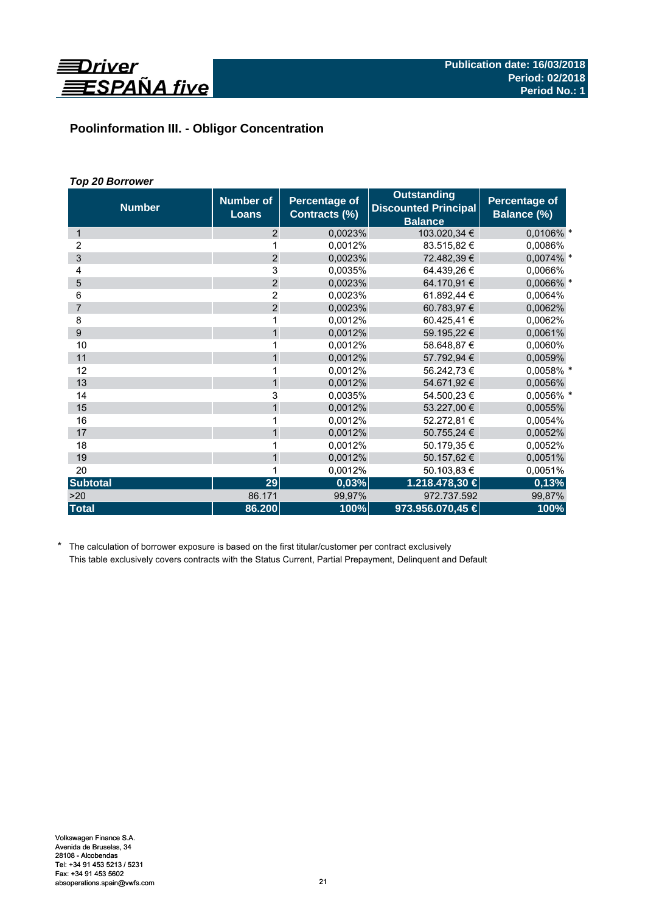## Poolinformation III. - Obligor Concentration

***Top 20 Borrower***

| Number | Number of Loans | Percentage of Contracts (%) | Outstanding Discounted Principal Balance | Percentage of Balance (%) |
|---|---|---|---|---|
| 1 | 2 | 0,0023% | 103.020,34 € | 0,0106% * |
| 2 | 1 | 0,0012% | 83.515,82 € | 0,0086% |
| 3 | 2 | 0,0023% | 72.482,39 € | 0,0074% * |
| 4 | 3 | 0,0035% | 64.439,26 € | 0,0066% |
| 5 | 2 | 0,0023% | 64.170,91 € | 0,0066% * |
| 6 | 2 | 0,0023% | 61.892,44 € | 0,0064% |
| 7 | 2 | 0,0023% | 60.783,97 € | 0,0062% |
| 8 | 1 | 0,0012% | 60.425,41 € | 0,0062% |
| 9 | 1 | 0,0012% | 59.195,22 € | 0,0061% |
| 10 | 1 | 0,0012% | 58.648,87 € | 0,0060% |
| 11 | 1 | 0,0012% | 57.792,94 € | 0,0059% |
| 12 | 1 | 0,0012% | 56.242,73 € | 0,0058% * |
| 13 | 1 | 0,0012% | 54.671,92 € | 0,0056% |
| 14 | 3 | 0,0035% | 54.500,23 € | 0,0056% * |
| 15 | 1 | 0,0012% | 53.227,00 € | 0,0055% |
| 16 | 1 | 0,0012% | 52.272,81 € | 0,0054% |
| 17 | 1 | 0,0012% | 50.755,24 € | 0,0052% |
| 18 | 1 | 0,0012% | 50.179,35 € | 0,0052% |
| 19 | 1 | 0,0012% | 50.157,62 € | 0,0051% |
| 20 | 1 | 0,0012% | 50.103,83 € | 0,0051% |
| **Subtotal** | **29** | **0,03%** | **1.218.478,30 €** | **0,13%** |
| >20 | 86.171 | 99,97% | 972.737.592 | 99,87% |
| **Total** | **86.200** | **100%** | **973.956.070,45 €** | **100%** |

\* The calculation of borrower exposure is based on the first titular/customer per contract exclusively
This table exclusively covers contracts with the Status Current, Partial Prepayment, Delinquent and Default

Volkswagen Finance S.A.
Avenida de Bruselas, 34
28108 - Alcobendas
Tel: +34 91 453 5213 / 5231
Fax: +34 91 453 5602
absoperations.spain@vwfs.com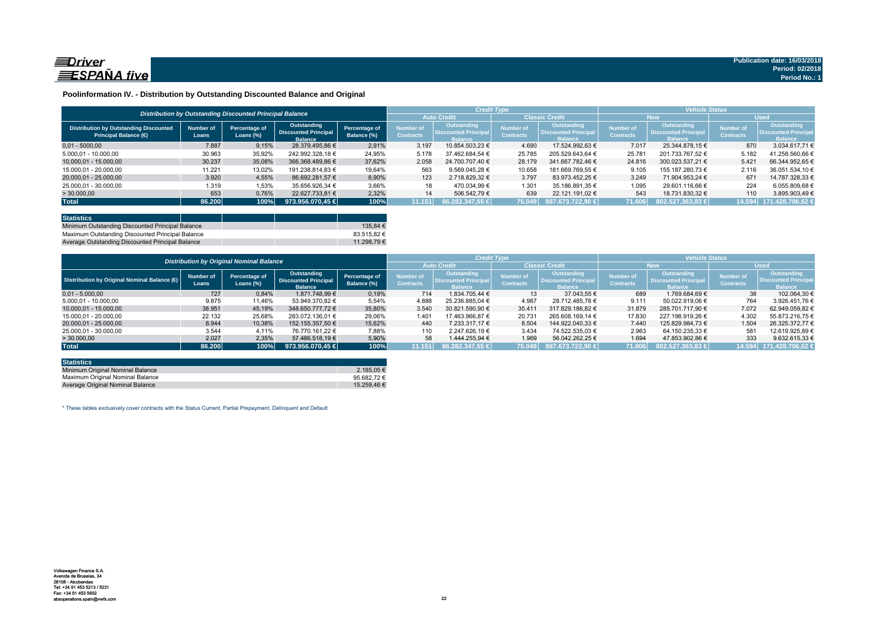Publication date: 16/03/2018
Period: 02/2018
Period No.: 1

## Poolinformation IV. - Distribution by Outstanding Discounted Balance and Original

| Distribution by Outstanding Discounted Principal Balance | | | | | Credit Type | | | | Vehicle Status | | | |
|---|---|---|---|---|---|---|---|---|---|---|---|---|
| | | | | | Auto Credit | | Classic Credit | | New | | Used | |
| Distribution by Outstanding Discounted Principal Balance (€) | Number of Loans | Percentage of Loans (%) | Outstanding Discounted Principal Balance | Percentage of Balance (%) | Number of Contracts | Outstanding Discounted Principal Balance | Number of Contracts | Outstanding Discounted Principal Balance | Number of Contracts | Outstanding Discounted Principal Balance | Number of Contracts | Outstanding Discounted Principal Balance |
| 0,01 - 5.000,00 | 7.887 | 9,15% | 28.379.495,86 € | 2,91% | 3.197 | 10.854.503,23 € | 4.690 | 17.524.992,63 € | 7.017 | 25.344.878,15 € | 870 | 3.034.617,71 € |
| 5.000,01 - 10.000,00 | 30.963 | 35,92% | 242.992.328,18 € | 24,95% | 5.178 | 37.462.684,54 € | 25.785 | 205.529.643,64 € | 25.781 | 201.733.767,52 € | 5.182 | 41.258.560,66 € |
| 10.000,01 - 15.000,00 | 30.237 | 35,08% | 366.368.489,86 € | 37,62% | 2.058 | 24.700.707,40 € | 28.179 | 341.667.782,46 € | 24.816 | 300.023.537,21 € | 5.421 | 66.344.952,65 € |
| 15.000,01 - 20.000,00 | 11.221 | 13,02% | 191.238.814,83 € | 19,64% | 563 | 9.569.045,28 € | 10.658 | 181.669.769,55 € | 9.105 | 155.187.280,73 € | 2.116 | 36.051.534,10 € |
| 20.000,01 - 25.000,00 | 3.920 | 4,55% | 86.692.281,57 € | 8,90% | 123 | 2.718.829,32 € | 3.797 | 83.973.452,25 € | 3.249 | 71.904.953,24 € | 671 | 14.787.328,33 € |
| 25.000,01 - 30.000,00 | 1.319 | 1,53% | 35.656.926,34 € | 3,66% | 18 | 470.034,99 € | 1.301 | 35.186.891,35 € | 1.095 | 29.601.116,66 € | 224 | 6.055.809,68 € |
| > 30.000,00 | 653 | 0,76% | 22.627.733,81 € | 2,32% | 14 | 506.542,79 € | 639 | 22.121.191,02 € | 543 | 18.731.830,32 € | 110 | 3.895.903,49 € |
| **Total** | **86.200** | **100%** | **973.956.070,45 €** | **100%** | **11.151** | **86.282.347,55 €** | **75.049** | **887.673.722,90 €** | **71.606** | **802.527.363,83 €** | **14.594** | **171.428.706,62 €** |

| Statistics | |
|---|---|
| Minimum Outstanding Discounted Principal Balance | 135,84 € |
| Maximum Outstanding Discounted Principal Balance | 83.515,82 € |
| Average Outstanding Discounted Principal Balance | 11.298,79 € |

| Distribution by Original Nominal Balance | | | | | Credit Type | | | | Vehicle Status | | | |
|---|---|---|---|---|---|---|---|---|---|---|---|---|
| | | | | | Auto Credit | | Classic Credit | | New | | Used | |
| Distribution by Original Nominal Balance (€) | Number of Loans | Percentage of Loans (%) | Outstanding Discounted Principal Balance | Percentage of Balance (%) | Number of Contracts | Outstanding Discounted Principal Balance | Number of Contracts | Outstanding Discounted Principal Balance | Number of Contracts | Outstanding Discounted Principal Balance | Number of Contracts | Outstanding Discounted Principal Balance |
| 0,01 - 5.000,00 | 727 | 0,84% | 1.871.748,99 € | 0,19% | 714 | 1.834.705,44 € | 13 | 37.043,55 € | 689 | 1.769.684,69 € | 38 | 102.064,30 € |
| 5.000,01 - 10.000,00 | 9.875 | 11,46% | 53.949.370,82 € | 5,54% | 4.888 | 25.236.885,04 € | 4.987 | 28.712.485,78 € | 9.111 | 50.022.919,06 € | 764 | 3.926.451,76 € |
| 10.000,01 - 15.000,00 | 38.951 | 45,19% | 348.650.777,72 € | 35,80% | 3.540 | 30.821.590,90 € | 35.411 | 317.829.186,82 € | 31.879 | 285.701.717,90 € | 7.072 | 62.949.059,82 € |
| 15.000,01 - 20.000,00 | 22.132 | 25,68% | 283.072.136,01 € | 29,06% | 1.401 | 17.463.966,87 € | 20.731 | 265.608.169,14 € | 17.830 | 227.198.919,26 € | 4.302 | 55.873.216,75 € |
| 20.000,01 - 25.000,00 | 8.944 | 10,38% | 152.155.357,50 € | 15,62% | 440 | 7.233.317,17 € | 8.504 | 144.922.040,33 € | 7.440 | 125.829.984,73 € | 1.504 | 26.325.372,77 € |
| 25.000,01 - 30.000,00 | 3.544 | 4,11% | 76.770.161,22 € | 7,88% | 110 | 2.247.626,19 € | 3.434 | 74.522.535,03 € | 2.963 | 64.150.235,33 € | 581 | 12.619.925,89 € |
| > 30.000,00 | 2.027 | 2,35% | 57.486.518,19 € | 5,90% | 58 | 1.444.255,94 € | 1.969 | 56.042.262,25 € | 1.694 | 47.853.902,86 € | 333 | 9.632.615,33 € |
| **Total** | **86.200** | **100%** | **973.956.070,45 €** | **100%** | **11.151** | **86.282.347,55 €** | **75.049** | **887.673.722,90 €** | **71.606** | **802.527.363,83 €** | **14.594** | **171.428.706,62 €** |

| Statistics | |
|---|---|
| Minimum Original Nominal Balance | 2.185,05 € |
| Maximum Original Nominal Balance | 95.682,72 € |
| Average Original Nominal Balance | 15.259,46 € |

* These tables exclusively cover contracts with the Status Current, Partial Prepayment, Delinquent and Default

Volkswagen Finance S.A.
Avenida de Bruselas, 34
28108 - Alcobendas
Tel: +34 91 453 5213 / 5231
Fax: +34 91 453 5602
absoperations.spain@vwfs.com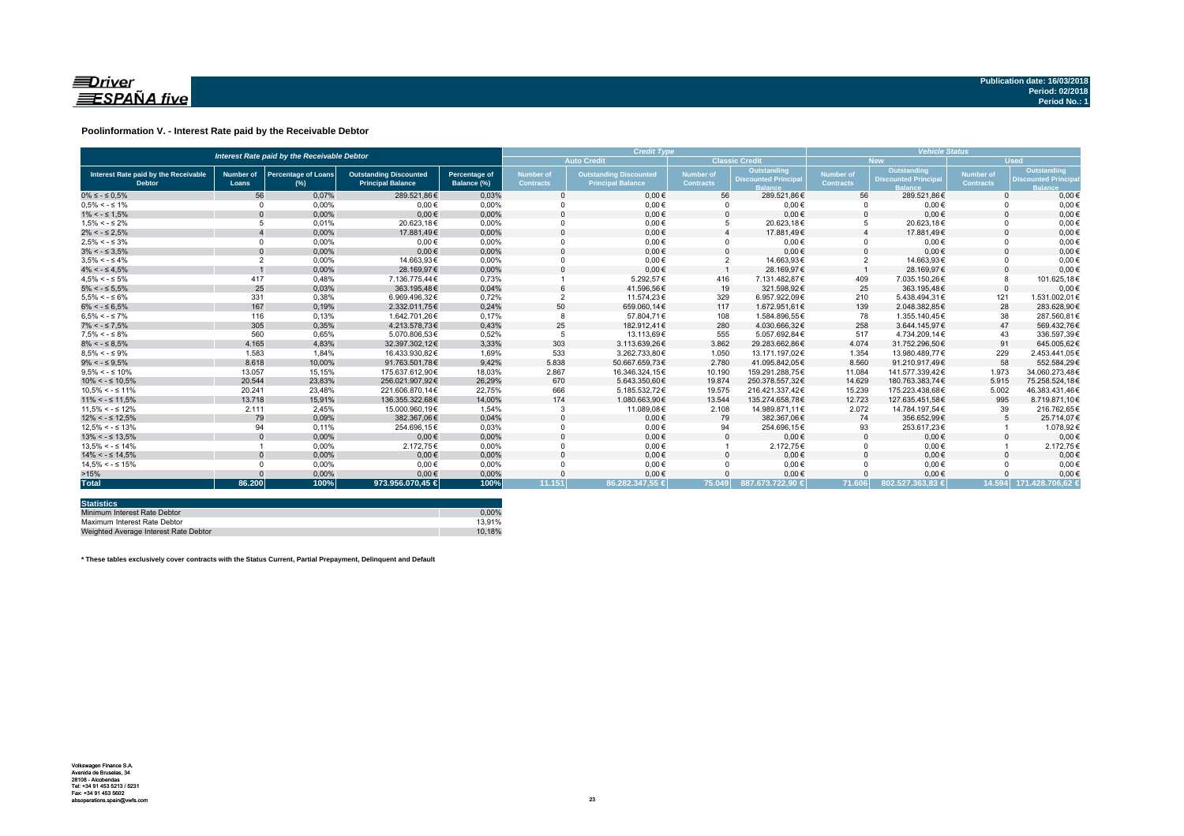**Publication date: 16/03/2018**
**Period: 02/2018**
**Period No.: 1**

## Poolinformation V. - Interest Rate paid by the Receivable Debtor

| Interest Rate paid by the Receivable Debtor | | | | | Credit Type | | | | Vehicle Status | | | |
|---|---|---|---|---|---|---|---|---|---|---|---|---|
| | | | | | Auto Credit | | Classic Credit | | New | | Used | |
| Interest Rate paid by the Receivable Debtor | Number of Loans | Percentage of Loans (%) | Outstanding Discounted Principal Balance | Percentage of Balance (%) | Number of Contracts | Outstanding Discounted Principal Balance | Number of Contracts | Outstanding Discounted Principal Balance | Number of Contracts | Outstanding Discounted Principal Balance | Number of Contracts | Outstanding Discounted Principal Balance |
| 0% ≤ - ≤ 0,5% | 56 | 0,07% | 289.521,86€ | 0,03% | 0 | 0,00€ | 56 | 289.521,86€ | 56 | 289.521,86€ | 0 | 0,00€ |
| 0,5% < - ≤ 1% | 0 | 0,00% | 0,00€ | 0,00% | 0 | 0,00€ | 0 | 0,00€ | 0 | 0,00€ | 0 | 0,00€ |
| 1% < - ≤ 1,5% | 0 | 0,00% | 0,00€ | 0,00% | 0 | 0,00€ | 0 | 0,00€ | 0 | 0,00€ | 0 | 0,00€ |
| 1,5% < - ≤ 2% | 5 | 0,01% | 20.623,18€ | 0,00% | 0 | 0,00€ | 5 | 20.623,18€ | 5 | 20.623,18€ | 0 | 0,00€ |
| 2% < - ≤ 2,5% | 4 | 0,00% | 17.881,49€ | 0,00% | 0 | 0,00€ | 4 | 17.881,49€ | 4 | 17.881,49€ | 0 | 0,00€ |
| 2,5% < - ≤ 3% | 0 | 0,00% | 0,00€ | 0,00% | 0 | 0,00€ | 0 | 0,00€ | 0 | 0,00€ | 0 | 0,00€ |
| 3% < - ≤ 3,5% | 0 | 0,00% | 0,00€ | 0,00% | 0 | 0,00€ | 0 | 0,00€ | 0 | 0,00€ | 0 | 0,00€ |
| 3,5% < - ≤ 4% | 2 | 0,00% | 14.663,93€ | 0,00% | 0 | 0,00€ | 2 | 14.663,93€ | 2 | 14.663,93€ | 0 | 0,00€ |
| 4% < - ≤ 4,5% | 1 | 0,00% | 28.169,97€ | 0,00% | 0 | 0,00€ | 1 | 28.169,97€ | 1 | 28.169,97€ | 0 | 0,00€ |
| 4,5% < - ≤ 5% | 417 | 0,48% | 7.136.775,44€ | 0,73% | 1 | 5.292,57€ | 416 | 7.131.482,87€ | 409 | 7.035.150,26€ | 8 | 101.625,18€ |
| 5% < - ≤ 5,5% | 25 | 0,03% | 363.195,48€ | 0,04% | 6 | 41.596,56€ | 19 | 321.598,92€ | 25 | 363.195,48€ | 0 | 0,00€ |
| 5,5% < - ≤ 6% | 331 | 0,38% | 6.969.496,32€ | 0,72% | 2 | 11.574,23€ | 329 | 6.957.922,09€ | 210 | 5.438.494,31€ | 121 | 1.531.002,01€ |
| 6% < - ≤ 6,5% | 167 | 0,19% | 2.332.011,75€ | 0,24% | 50 | 659.060,14€ | 117 | 1.672.951,61€ | 139 | 2.048.382,85€ | 28 | 283.628,90€ |
| 6,5% < - ≤ 7% | 116 | 0,13% | 1.642.701,26€ | 0,17% | 8 | 57.804,71€ | 108 | 1.584.896,55€ | 78 | 1.355.140,45€ | 38 | 287.560,81€ |
| 7% < - ≤ 7,5% | 305 | 0,35% | 4.213.578,73€ | 0,43% | 25 | 182.912,41€ | 280 | 4.030.666,32€ | 258 | 3.644.145,97€ | 47 | 569.432,76€ |
| 7,5% < - ≤ 8% | 560 | 0,65% | 5.070.806,53€ | 0,52% | 5 | 13.113,69€ | 555 | 5.057.692,84€ | 517 | 4.734.209,14€ | 43 | 336.597,39€ |
| 8% < - ≤ 8,5% | 4.165 | 4,83% | 32.397.302,12€ | 3,33% | 303 | 3.113.639,26€ | 3.862 | 29.283.662,86€ | 4.074 | 31.752.296,50€ | 91 | 645.005,62€ |
| 8,5% < - ≤ 9% | 1.583 | 1,84% | 16.433.930,82€ | 1,69% | 533 | 3.262.733,80€ | 1.050 | 13.171.197,02€ | 1.354 | 13.980.489,77€ | 229 | 2.453.441,05€ |
| 9% < - ≤ 9,5% | 8.618 | 10,00% | 91.763.501,78€ | 9,42% | 5.838 | 50.667.659,73€ | 2.780 | 41.095.842,05€ | 8.560 | 91.210.917,49€ | 58 | 552.584,29€ |
| 9,5% < - ≤ 10% | 13.057 | 15,15% | 175.637.612,90€ | 18,03% | 2.867 | 16.346.324,15€ | 10.190 | 159.291.288,75€ | 11.084 | 141.577.339,42€ | 1.973 | 34.060.273,48€ |
| 10% < - ≤ 10,5% | 20.544 | 23,83% | 256.021.907,92€ | 26,29% | 670 | 5.643.350,60€ | 19.874 | 250.378.557,32€ | 14.629 | 180.763.383,74€ | 5.915 | 75.258.524,18€ |
| 10,5% < - ≤ 11% | 20.241 | 23,48% | 221.606.870,14€ | 22,75% | 666 | 5.185.532,72€ | 19.575 | 216.421.337,42€ | 15.239 | 175.223.438,68€ | 5.002 | 46.383.431,46€ |
| 11% < - ≤ 11,5% | 13.718 | 15,91% | 136.355.322,68€ | 14,00% | 174 | 1.080.663,90€ | 13.544 | 135.274.658,78€ | 12.723 | 127.635.451,58€ | 995 | 8.719.871,10€ |
| 11,5% < - ≤ 12% | 2.111 | 2,45% | 15.000.960,19€ | 1,54% | 3 | 11.089,08€ | 2.108 | 14.989.871,11€ | 2.072 | 14.784.197,54€ | 39 | 216.762,65€ |
| 12% < - ≤ 12,5% | 79 | 0,09% | 382.367,06€ | 0,04% | 0 | 0,00€ | 79 | 382.367,06€ | 74 | 356.652,99€ | 5 | 25.714,07€ |
| 12,5% < - ≤ 13% | 94 | 0,11% | 254.696,15€ | 0,03% | 0 | 0,00€ | 94 | 254.696,15€ | 93 | 253.617,23€ | 1 | 1.078,92€ |
| 13% < - ≤ 13,5% | 0 | 0,00% | 0,00€ | 0,00% | 0 | 0,00€ | 0 | 0,00€ | 0 | 0,00€ | 0 | 0,00€ |
| 13,5% < - ≤ 14% | 1 | 0,00% | 2.172,75€ | 0,00% | 0 | 0,00€ | 1 | 2.172,75€ | 0 | 0,00€ | 1 | 2.172,75€ |
| 14% < - ≤ 14,5% | 0 | 0,00% | 0,00€ | 0,00% | 0 | 0,00€ | 0 | 0,00€ | 0 | 0,00€ | 0 | 0,00€ |
| 14,5% < - ≤ 15% | 0 | 0,00% | 0,00€ | 0,00% | 0 | 0,00€ | 0 | 0,00€ | 0 | 0,00€ | 0 | 0,00€ |
| >15% | 0 | 0,00% | 0,00€ | 0,00% | 0 | 0,00€ | 0 | 0,00€ | 0 | 0,00€ | 0 | 0,00€ |
| **Total** | **86.200** | **100%** | **973.956.070,45 €** | **100%** | **11.151** | **86.282.347,55 €** | **75.049** | **887.673.722,90 €** | **71.606** | **802.527.363,83 €** | **14.594** | **171.428.706,62 €** |

| Statistics | |
|---|---|
| Minimum Interest Rate Debtor | 0,00% |
| Maximum Interest Rate Debtor | 13,91% |
| Weighted Average Interest Rate Debtor | 10,18% |

**\* These tables exclusively cover contracts with the Status Current, Partial Prepayment, Delinquent and Default**

Volkswagen Finance S.A.
Avenida de Bruselas, 34
28108 - Alcobendas
Tel: +34 91 453 5213 / 5231
Fax: +34 91 453 5602
absoperations.spain@vwfs.com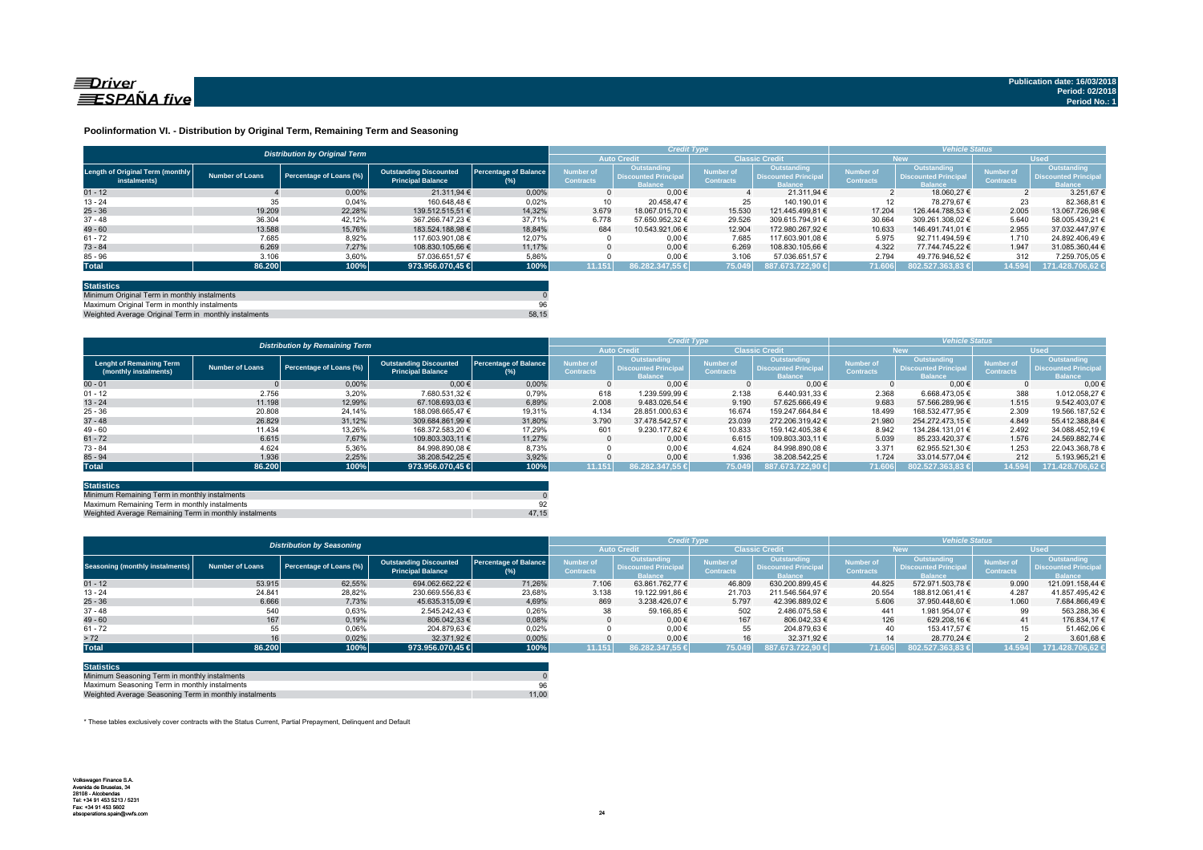Publication date: 16/03/2018
Period: 02/2018
Period No.: 1

## Poolinformation VI. - Distribution by Original Term, Remaining Term and Seasoning

| Distribution by Original Term | | | | | Credit Type | | | | Vehicle Status | | | |
|---|---|---|---|---|---|---|---|---|---|---|---|---|
| | | | | | Auto Credit | | Classic Credit | | New | | Used | |
| Length of Original Term (monthly instalments) | Number of Loans | Percentage of Loans (%) | Outstanding Discounted Principal Balance | Percentage of Balance (%) | Number of Contracts | Outstanding Discounted Principal Balance | Number of Contracts | Outstanding Discounted Principal Balance | Number of Contracts | Outstanding Discounted Principal Balance | Number of Contracts | Outstanding Discounted Principal Balance |
| 01 - 12 | 4 | 0,00% | 21.311,94 € | 0,00% | 0 | 0,00 € | 4 | 21.311,94 € | 2 | 18.060,27 € | 2 | 3.251,67 € |
| 13 - 24 | 35 | 0,04% | 160.648,48 € | 0,02% | 10 | 20.458,47 € | 25 | 140.190,01 € | 12 | 78.279,67 € | 23 | 82.368,81 € |
| 25 - 36 | 19.209 | 22,28% | 139.512.515,51 € | 14,32% | 3.679 | 18.067.015,70 € | 15.530 | 121.445.499,81 € | 17.204 | 126.444.788,53 € | 2.005 | 13.067.726,98 € |
| 37 - 48 | 36.304 | 42,12% | 367.266.747,23 € | 37,71% | 6.778 | 57.650.952,32 € | 29.526 | 309.615.794,91 € | 30.664 | 309.261.308,02 € | 5.640 | 58.005.439,21 € |
| 49 - 60 | 13.588 | 15,76% | 183.524.188,98 € | 18,84% | 684 | 10.543.921,06 € | 12.904 | 172.980.267,92 € | 10.633 | 146.491.741,01 € | 2.955 | 37.032.447,97 € |
| 61 - 72 | 7.685 | 8,92% | 117.603.901,08 € | 12,07% | 0 | 0,00 € | 7.685 | 117.603.901,08 € | 5.975 | 92.711.494,59 € | 1.710 | 24.892.406,49 € |
| 73 - 84 | 6.269 | 7,27% | 108.830.105,66 € | 11,17% | 0 | 0,00 € | 6.269 | 108.830.105,66 € | 4.322 | 77.744.745,22 € | 1.947 | 31.085.360,44 € |
| 85 - 96 | 3.106 | 3,60% | 57.036.651,57 € | 5,86% | 0 | 0,00 € | 3.106 | 57.036.651,57 € | 2.794 | 49.776.946,52 € | 312 | 7.259.705,05 € |
| **Total** | **86.200** | **100%** | **973.956.070,45 €** | **100%** | **11.151** | **86.282.347,55 €** | **75.049** | **887.673.722,90 €** | **71.606** | **802.527.363,83 €** | **14.594** | **171.428.706,62 €** |

| Statistics | |
|---|---|
| Minimum Original Term in monthly instalments | 0 |
| Maximum Original Term in monthly instalments | 96 |
| Weighted Average Original Term in monthly instalments | 58,15 |

| Distribution by Remaining Term | | | | | Credit Type | | | | Vehicle Status | | | |
|---|---|---|---|---|---|---|---|---|---|---|---|---|
| | | | | | Auto Credit | | Classic Credit | | New | | Used | |
| Lenght of Remaining Term (monthly instalments) | Number of Loans | Percentage of Loans (%) | Outstanding Discounted Principal Balance | Percentage of Balance (%) | Number of Contracts | Outstanding Discounted Principal Balance | Number of Contracts | Outstanding Discounted Principal Balance | Number of Contracts | Outstanding Discounted Principal Balance | Number of Contracts | Outstanding Discounted Principal Balance |
| 00 - 01 | 0 | 0,00% | 0,00 € | 0,00% | 0 | 0,00 € | 0 | 0,00 € | 0 | 0,00 € | 0 | 0,00 € |
| 01 - 12 | 2.756 | 3,20% | 7.680.531,32 € | 0,79% | 618 | 1.239.599,99 € | 2.138 | 6.440.931,33 € | 2.368 | 6.668.473,05 € | 388 | 1.012.058,27 € |
| 13 - 24 | 11.198 | 12,99% | 67.108.693,03 € | 6,89% | 2.008 | 9.483.026,54 € | 9.190 | 57.625.666,49 € | 9.683 | 57.566.289,96 € | 1.515 | 9.542.403,07 € |
| 25 - 36 | 20.808 | 24,14% | 188.098.665,47 € | 19,31% | 4.134 | 28.851.000,63 € | 16.674 | 159.247.664,84 € | 18.499 | 168.532.477,95 € | 2.309 | 19.566.187,52 € |
| 37 - 48 | 26.829 | 31,12% | 309.684.861,99 € | 31,80% | 3.790 | 37.478.542,57 € | 23.039 | 272.206.319,42 € | 21.980 | 254.272.473,15 € | 4.849 | 55.412.388,84 € |
| 49 - 60 | 11.434 | 13,26% | 168.372.583,20 € | 17,29% | 601 | 9.230.177,82 € | 10.833 | 159.142.405,38 € | 8.942 | 134.284.131,01 € | 2.492 | 34.088.452,19 € |
| 61 - 72 | 6.615 | 7,67% | 109.803.303,11 € | 11,27% | 0 | 0,00 € | 6.615 | 109.803.303,11 € | 5.039 | 85.233.420,37 € | 1.576 | 24.569.882,74 € |
| 73 - 84 | 4.624 | 5,36% | 84.998.890,08 € | 8,73% | 0 | 0,00 € | 4.624 | 84.998.890,08 € | 3.371 | 62.955.521,30 € | 1.253 | 22.043.368,78 € |
| 85 - 94 | 1.936 | 2,25% | 38.208.542,25 € | 3,92% | 0 | 0,00 € | 1.936 | 38.208.542,25 € | 1.724 | 33.014.577,04 € | 212 | 5.193.965,21 € |
| **Total** | **86.200** | **100%** | **973.956.070,45 €** | **100%** | **11.151** | **86.282.347,55 €** | **75.049** | **887.673.722,90 €** | **71.606** | **802.527.363,83 €** | **14.594** | **171.428.706,62 €** |

| Statistics | |
|---|---|
| Minimum Remaining Term in monthly instalments | 0 |
| Maximum Remaining Term in monthly instalments | 92 |
| Weighted Average Remaining Term in monthly instalments | 47,15 |

| Distribution by Seasoning | | | | | Credit Type | | | | Vehicle Status | | | |
|---|---|---|---|---|---|---|---|---|---|---|---|---|
| | | | | | Auto Credit | | Classic Credit | | New | | Used | |
| Seasoning (monthly instalments) | Number of Loans | Percentage of Loans (%) | Outstanding Discounted Principal Balance | Percentage of Balance (%) | Number of Contracts | Outstanding Discounted Principal Balance | Number of Contracts | Outstanding Discounted Principal Balance | Number of Contracts | Outstanding Discounted Principal Balance | Number of Contracts | Outstanding Discounted Principal Balance |
| 01 - 12 | 53.915 | 62,55% | 694.062.662,22 € | 71,26% | 7.106 | 63.861.762,77 € | 46.809 | 630.200.899,45 € | 44.825 | 572.971.503,78 € | 9.090 | 121.091.158,44 € |
| 13 - 24 | 24.841 | 28,82% | 230.669.556,83 € | 23,68% | 3.138 | 19.122.991,86 € | 21.703 | 211.546.564,97 € | 20.554 | 188.812.061,41 € | 4.287 | 41.857.495,42 € |
| 25 - 36 | 6.666 | 7,73% | 45.635.315,09 € | 4,69% | 869 | 3.238.426,07 € | 5.797 | 42.396.889,02 € | 5.606 | 37.950.448,60 € | 1.060 | 7.684.866,49 € |
| 37 - 48 | 540 | 0,63% | 2.545.242,43 € | 0,26% | 38 | 59.166,85 € | 502 | 2.486.075,58 € | 441 | 1.981.954,07 € | 99 | 563.288,36 € |
| 49 - 60 | 167 | 0,19% | 806.042,33 € | 0,08% | 0 | 0,00 € | 167 | 806.042,33 € | 126 | 629.208,16 € | 41 | 176.834,17 € |
| 61 - 72 | 55 | 0,06% | 204.879,63 € | 0,02% | 0 | 0,00 € | 55 | 204.879,63 € | 40 | 153.417,57 € | 15 | 51.462,06 € |
| > 72 | 16 | 0,02% | 32.371,92 € | 0,00% | 0 | 0,00 € | 16 | 32.371,92 € | 14 | 28.770,24 € | 2 | 3.601,68 € |
| **Total** | **86.200** | **100%** | **973.956.070,45 €** | **100%** | **11.151** | **86.282.347,55 €** | **75.049** | **887.673.722,90 €** | **71.606** | **802.527.363,83 €** | **14.594** | **171.428.706,62 €** |

| Statistics | |
|---|---|
| Minimum Seasoning Term in monthly instalments | 0 |
| Maximum Seasoning Term in monthly instalments | 96 |
| Weighted Average Seasoning Term in monthly instalments | 11,00 |

* These tables exclusively cover contracts with the Status Current, Partial Prepayment, Delinquent and Default

Volkswagen Finance S.A.
Avenida de Bruselas, 34
28108 - Alcobendas
Tel: +34 91 453 5213 / 5231
Fax: +34 91 453 5602
absoperations.spain@vwfs.com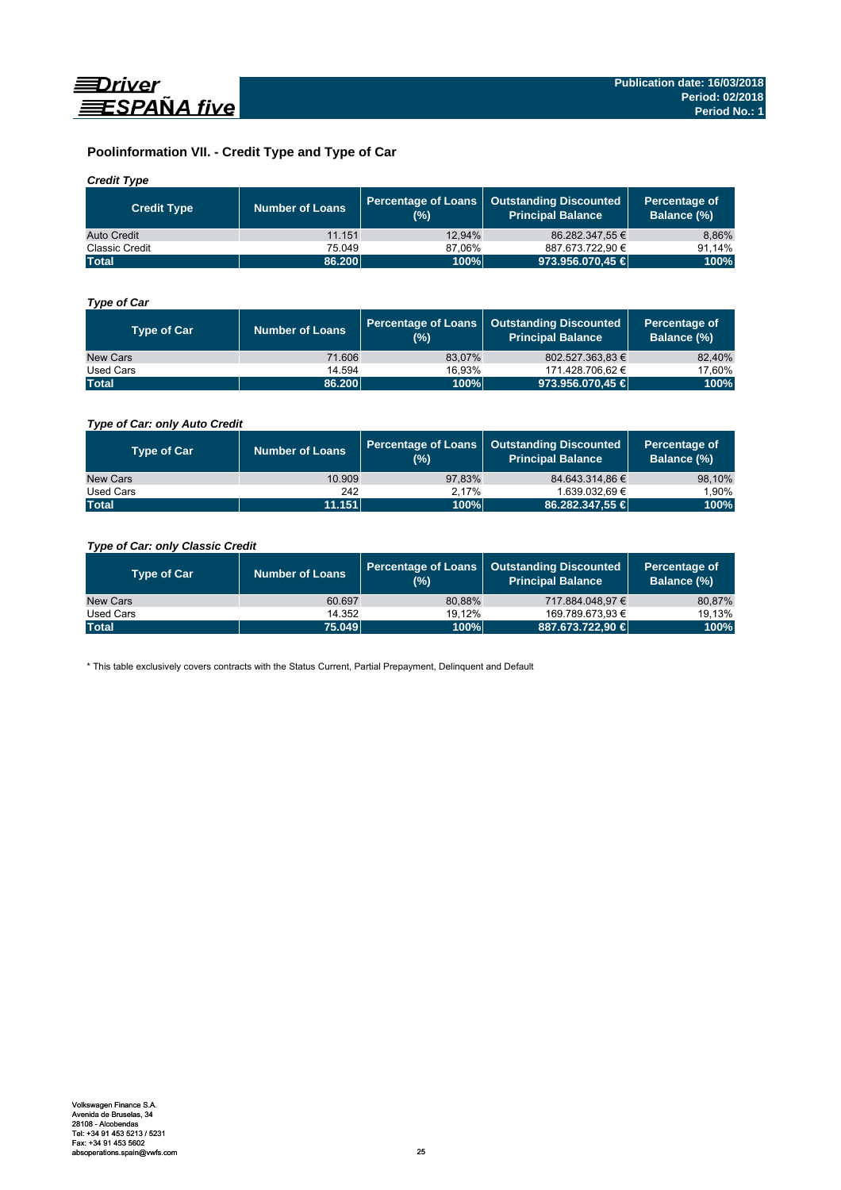## Poolinformation VII. - Credit Type and Type of Car

### *Credit Type*

| Credit Type | Number of Loans | Percentage of Loans (%) | Outstanding Discounted Principal Balance | Percentage of Balance (%) |
|---|---|---|---|---|
| Auto Credit | 11.151 | 12,94% | 86.282.347,55 € | 8,86% |
| Classic Credit | 75.049 | 87,06% | 887.673.722,90 € | 91,14% |
| **Total** | **86.200** | **100%** | **973.956.070,45 €** | **100%** |

### *Type of Car*

| Type of Car | Number of Loans | Percentage of Loans (%) | Outstanding Discounted Principal Balance | Percentage of Balance (%) |
|---|---|---|---|---|
| New Cars | 71.606 | 83,07% | 802.527.363,83 € | 82,40% |
| Used Cars | 14.594 | 16,93% | 171.428.706,62 € | 17,60% |
| **Total** | **86.200** | **100%** | **973.956.070,45 €** | **100%** |

### *Type of Car: only Auto Credit*

| Type of Car | Number of Loans | Percentage of Loans (%) | Outstanding Discounted Principal Balance | Percentage of Balance (%) |
|---|---|---|---|---|
| New Cars | 10.909 | 97,83% | 84.643.314,86 € | 98,10% |
| Used Cars | 242 | 2,17% | 1.639.032,69 € | 1,90% |
| **Total** | **11.151** | **100%** | **86.282.347,55 €** | **100%** |

### *Type of Car: only Classic Credit*

| Type of Car | Number of Loans | Percentage of Loans (%) | Outstanding Discounted Principal Balance | Percentage of Balance (%) |
|---|---|---|---|---|
| New Cars | 60.697 | 80,88% | 717.884.048,97 € | 80,87% |
| Used Cars | 14.352 | 19,12% | 169.789.673,93 € | 19,13% |
| **Total** | **75.049** | **100%** | **887.673.722,90 €** | **100%** |

* This table exclusively covers contracts with the Status Current, Partial Prepayment, Delinquent and Default

Volkswagen Finance S.A.
Avenida de Bruselas, 34
28108 - Alcobendas
Tel: +34 91 453 5213 / 5231
Fax: +34 91 453 5602
absoperations.spain@vwfs.com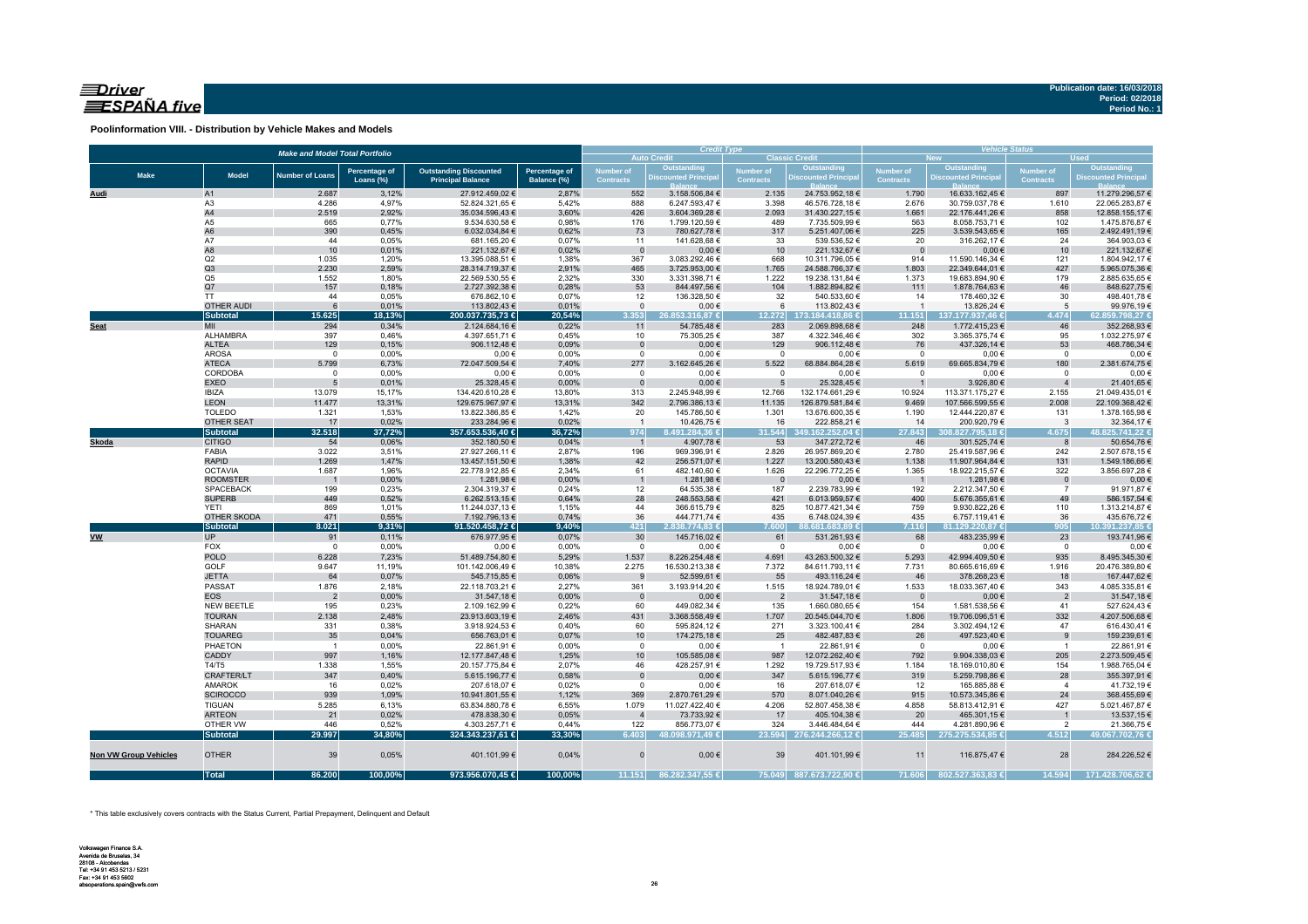**Driver ESPAÑA five**

**Publication date: 16/03/2018**
**Period: 02/2018**
**Period No.: 1**

**Poolinformation VIII. - Distribution by Vehicle Makes and Models**

| Make and Model Total Portfolio | | | | | | Credit Type | | | | Vehicle Status | | | |
|---|---|---|---|---|---|---|---|---|---|---|---|---|---|
| | | | | | | Auto Credit | | Classic Credit | | New | | Used | |
| Make | Model | Number of Loans | Percentage of Loans (%) | Outstanding Discounted Principal Balance | Percentage of Balance (%) | Number of Contracts | Outstanding Discounted Principal Balance | Number of Contracts | Outstanding Discounted Principal Balance | Number of Contracts | Outstanding Discounted Principal Balance | Number of Contracts | Outstanding Discounted Principal Balance |
| **Audi** | A1 | 2.687 | 3,12% | 27.912.459,02 € | 2,87% | 552 | 3.158.506,84 € | 2.135 | 24.753.952,18 € | 1.790 | 16.633.162,45 € | 897 | 11.279.296,57 € |
| | A3 | 4.286 | 4,97% | 52.824.321,65 € | 5,42% | 888 | 6.247.593,47 € | 3.398 | 46.576.728,18 € | 2.676 | 30.759.037,78 € | 1.610 | 22.065.283,87 € |
| | A4 | 2.519 | 2,92% | 35.034.596,43 € | 3,60% | 426 | 3.604.369,28 € | 2.093 | 31.430.227,15 € | 1.661 | 22.176.441,26 € | 858 | 12.858.155,17 € |
| | A5 | 665 | 0,77% | 9.534.630,58 € | 0,98% | 176 | 1.799.120,59 € | 489 | 7.735.509,99 € | 563 | 8.058.753,71 € | 102 | 1.475.876,87 € |
| | A6 | 390 | 0,45% | 6.032.034,84 € | 0,62% | 73 | 780.627,78 € | 317 | 5.251.407,06 € | 225 | 3.539.543,65 € | 165 | 2.492.491,19 € |
| | A7 | 44 | 0,05% | 681.165,20 € | 0,07% | 11 | 141.628,68 € | 33 | 539.536,52 € | 20 | 316.262,17 € | 24 | 364.903,03 € |
| | A8 | 10 | 0,01% | 221.132,67 € | 0,02% | 0 | 0,00 € | 10 | 221.132,67 € | 0 | 0,00 € | 10 | 221.132,67 € |
| | Q2 | 1.035 | 1,20% | 13.395.088,51 € | 1,38% | 367 | 3.083.292,46 € | 668 | 10.311.796,05 € | 914 | 11.590.146,34 € | 121 | 1.804.942,17 € |
| | Q3 | 2.230 | 2,59% | 28.314.719,37 € | 2,91% | 465 | 3.725.953,00 € | 1.765 | 24.588.766,37 € | 1.803 | 22.349.644,01 € | 427 | 5.965.075,36 € |
| | Q5 | 1.552 | 1,80% | 22.569.530,55 € | 2,32% | 330 | 3.331.398,71 € | 1.222 | 19.238.131,84 € | 1.373 | 19.683.894,90 € | 179 | 2.885.635,65 € |
| | Q7 | 157 | 0,18% | 2.727.392,38 € | 0,28% | 53 | 844.497,56 € | 104 | 1.882.894,82 € | 111 | 1.878.764,63 € | 46 | 848.627,75 € |
| | TT | 44 | 0,05% | 676.862,10 € | 0,07% | 12 | 136.328,50 € | 32 | 540.533,60 € | 14 | 178.460,32 € | 30 | 498.401,78 € |
| | OTHER AUDI | 6 | 0,01% | 113.802,43 € | 0,01% | 0 | 0,00 € | 6 | 113.802,43 € | 1 | 13.826,24 € | 5 | 99.976,19 € |
| | **Subtotal** | **15.625** | **18,13%** | **200.037.735,73 €** | **20,54%** | **3.353** | **26.853.316,87 €** | **12.272** | **173.184.418,86 €** | **11.151** | **137.177.937,46 €** | **4.474** | **62.859.798,27 €** |
| **Seat** | MII | 294 | 0,34% | 2.124.684,16 € | 0,22% | 11 | 54.785,48 € | 283 | 2.069.898,68 € | 248 | 1.772.415,23 € | 46 | 352.268,93 € |
| | ALHAMBRA | 397 | 0,46% | 4.397.651,71 € | 0,45% | 10 | 75.305,25 € | 387 | 4.322.346,46 € | 302 | 3.365.375,74 € | 95 | 1.032.275,97 € |
| | ALTEA | 129 | 0,15% | 906.112,48 € | 0,09% | 0 | 0,00 € | 129 | 906.112,48 € | 76 | 437.326,14 € | 53 | 468.786,34 € |
| | AROSA | 0 | 0,00% | 0,00 € | 0,00% | 0 | 0,00 € | 0 | 0,00 € | 0 | 0,00 € | 0 | 0,00 € |
| | ATECA | 5.799 | 6,73% | 72.047.509,54 € | 7,40% | 277 | 3.162.645,26 € | 5.522 | 68.884.864,28 € | 5.619 | 69.665.834,79 € | 180 | 2.381.674,75 € |
| | CORDOBA | 0 | 0,00% | 0,00 € | 0,00% | 0 | 0,00 € | 0 | 0,00 € | 0 | 0,00 € | 0 | 0,00 € |
| | EXEO | 5 | 0,01% | 25.328,45 € | 0,00% | 0 | 0,00 € | 5 | 25.328,45 € | 1 | 3.926,80 € | 4 | 21.401,65 € |
| | IBIZA | 13.079 | 15,17% | 134.420.610,28 € | 13,80% | 313 | 2.245.948,99 € | 12.766 | 132.174.661,29 € | 10.924 | 113.371.175,27 € | 2.155 | 21.049.435,01 € |
| | LEON | 11.477 | 13,31% | 129.675.967,97 € | 13,31% | 342 | 2.796.386,13 € | 11.135 | 126.879.581,84 € | 9.469 | 107.566.599,55 € | 2.008 | 22.109.368,42 € |
| | TOLEDO | 1.321 | 1,53% | 13.822.386,85 € | 1,42% | 20 | 145.786,50 € | 1.301 | 13.676.600,35 € | 1.190 | 12.444.220,87 € | 131 | 1.378.165,98 € |
| | OTHER SEAT | 17 | 0,02% | 233.284,96 € | 0,02% | 1 | 10.426,75 € | 16 | 222.858,21 € | 14 | 200.920,79 € | 3 | 32.364,17 € |
| | **Subtotal** | **32.518** | **37,72%** | **357.653.536,40 €** | **36,72%** | **974** | **8.491.284,36 €** | **31.544** | **349.162.252,04 €** | **27.843** | **308.827.795,18 €** | **4.675** | **48.825.741,22 €** |
| **Skoda** | CITIGO | 54 | 0,06% | 352.180,50 € | 0,04% | 1 | 4.907,78 € | 53 | 347.272,72 € | 46 | 301.525,74 € | 8 | 50.654,76 € |
| | FABIA | 3.022 | 3,51% | 27.927.266,11 € | 2,87% | 196 | 969.396,91 € | 2.826 | 26.957.869,20 € | 2.780 | 25.419.587,96 € | 242 | 2.507.678,15 € |
| | RAPID | 1.269 | 1,47% | 13.457.151,50 € | 1,38% | 42 | 256.571,07 € | 1.227 | 13.200.580,43 € | 1.138 | 11.907.964,84 € | 131 | 1.549.186,66 € |
| | OCTAVIA | 1.687 | 1,96% | 22.778.912,85 € | 2,34% | 61 | 482.140,60 € | 1.626 | 22.296.772,25 € | 1.365 | 18.922.215,57 € | 322 | 3.856.697,28 € |
| | ROOMSTER | 1 | 0,00% | 1.281,98 € | 0,00% | 1 | 1.281,98 € | 0 | 0,00 € | 1 | 1.281,98 € | 0 | 0,00 € |
| | SPACEBACK | 199 | 0,23% | 2.304.319,37 € | 0,24% | 12 | 64.535,38 € | 187 | 2.239.783,99 € | 192 | 2.212.347,50 € | 7 | 91.971,87 € |
| | SUPERB | 449 | 0,52% | 6.262.513,15 € | 0,64% | 28 | 248.553,58 € | 421 | 6.013.959,57 € | 400 | 5.676.355,61 € | 49 | 586.157,54 € |
| | YETI | 869 | 1,01% | 11.244.037,13 € | 1,15% | 44 | 366.615,79 € | 825 | 10.877.421,34 € | 759 | 9.930.822,26 € | 110 | 1.313.214,87 € |
| | OTHER SKODA | 471 | 0,55% | 7.192.796,13 € | 0,74% | 36 | 444.771,74 € | 435 | 6.748.024,39 € | 435 | 6.757.119,41 € | 36 | 435.676,72 € |
| | **Subtotal** | **8.021** | **9,31%** | **91.520.458,72 €** | **9,40%** | **421** | **2.838.774,83 €** | **7.600** | **88.681.683,89 €** | **7.116** | **81.129.220,87 €** | **905** | **10.391.237,85 €** |
| **VW** | UP | 91 | 0,11% | 676.977,95 € | 0,07% | 30 | 145.716,02 € | 61 | 531.261,93 € | 68 | 483.235,99 € | 23 | 193.741,96 € |
| | FOX | 0 | 0,00% | 0,00 € | 0,00% | 0 | 0,00 € | 0 | 0,00 € | 0 | 0,00 € | 0 | 0,00 € |
| | POLO | 6.228 | 7,23% | 51.489.754,80 € | 5,29% | 1.537 | 8.226.254,48 € | 4.691 | 43.263.500,32 € | 5.293 | 42.994.409,50 € | 935 | 8.495.345,30 € |
| | GOLF | 9.647 | 11,19% | 101.142.006,49 € | 10,38% | 2.275 | 16.530.213,38 € | 7.372 | 84.611.793,11 € | 7.731 | 80.665.616,69 € | 1.916 | 20.476.389,80 € |
| | JETTA | 64 | 0,07% | 545.715,85 € | 0,06% | 9 | 52.599,61 € | 55 | 493.116,24 € | 46 | 378.268,23 € | 18 | 167.447,62 € |
| | PASSAT | 1.876 | 2,18% | 22.118.703,21 € | 2,27% | 361 | 3.193.914,20 € | 1.515 | 18.924.789,01 € | 1.533 | 18.033.367,40 € | 343 | 4.085.335,81 € |
| | EOS | 2 | 0,00% | 31.547,18 € | 0,00% | 0 | 0,00 € | 2 | 31.547,18 € | 0 | 0,00 € | 2 | 31.547,18 € |
| | NEW BEETLE | 195 | 0,23% | 2.109.162,99 € | 0,22% | 60 | 449.082,34 € | 135 | 1.660.080,65 € | 154 | 1.581.538,56 € | 41 | 527.624,43 € |
| | TOURAN | 2.138 | 2,48% | 23.913.603,19 € | 2,46% | 431 | 3.368.558,49 € | 1.707 | 20.545.044,70 € | 1.806 | 19.706.096,51 € | 332 | 4.207.506,68 € |
| | SHARAN | 331 | 0,38% | 3.918.924,53 € | 0,40% | 60 | 595.824,12 € | 271 | 3.323.100,41 € | 284 | 3.302.494,12 € | 47 | 616.430,41 € |
| | TOUAREG | 35 | 0,04% | 656.763,01 € | 0,07% | 10 | 174.275,18 € | 25 | 482.487,83 € | 26 | 497.523,40 € | 9 | 159.239,61 € |
| | PHAETON | 1 | 0,00% | 22.861,91 € | 0,00% | 0 | 0,00 € | 1 | 22.861,91 € | 0 | 0,00 € | 1 | 22.861,91 € |
| | CADDY | 997 | 1,16% | 12.177.847,48 € | 1,25% | 10 | 105.585,08 € | 987 | 12.072.262,40 € | 792 | 9.904.338,03 € | 205 | 2.273.509,45 € |
| | T4/T5 | 1.338 | 1,55% | 20.157.775,84 € | 2,07% | 46 | 428.257,91 € | 1.292 | 19.729.517,93 € | 1.184 | 18.169.010,80 € | 154 | 1.988.765,04 € |
| | CRAFTER/LT | 347 | 0,40% | 5.615.196,77 € | 0,58% | 0 | 0,00 € | 347 | 5.615.196,77 € | 319 | 5.259.798,86 € | 28 | 355.397,91 € |
| | AMAROK | 16 | 0,02% | 207.618,07 € | 0,02% | 0 | 0,00 € | 16 | 207.618,07 € | 12 | 165.885,88 € | 4 | 41.732,19 € |
| | SCIROCCO | 939 | 1,09% | 10.941.801,55 € | 1,12% | 369 | 2.870.761,29 € | 570 | 8.071.040,26 € | 915 | 10.573.345,86 € | 24 | 368.455,69 € |
| | TIGUAN | 5.285 | 6,13% | 63.834.880,78 € | 6,55% | 1.079 | 11.027.422,40 € | 4.206 | 52.807.458,38 € | 4.858 | 58.813.412,91 € | 427 | 5.021.467,87 € |
| | ARTEON | 21 | 0,02% | 478.838,30 € | 0,05% | 4 | 73.733,92 € | 17 | 405.104,38 € | 20 | 465.301,15 € | 1 | 13.537,15 € |
| | OTHER VW | 446 | 0,52% | 4.303.257,71 € | 0,44% | 122 | 856.773,07 € | 324 | 3.446.484,64 € | 444 | 4.281.890,96 € | 2 | 21.366,75 € |
| | **Subtotal** | **29.997** | **34,80%** | **324.343.237,61 €** | **33,30%** | **6.403** | **48.098.971,49 €** | **23.594** | **276.244.266,12 €** | **25.485** | **275.275.534,85 €** | **4.512** | **49.067.702,76 €** |
| **Non VW Group Vehicles** | OTHER | 39 | 0,05% | 401.101,99 € | 0,04% | 0 | 0,00 € | 39 | 401.101,99 € | 11 | 116.875,47 € | 28 | 284.226,52 € |
| | **Total** | **86.200** | **100,00%** | **973.956.070,45 €** | **100,00%** | **11.151** | **86.282.347,55 €** | **75.049** | **887.673.722,90 €** | **71.606** | **802.527.363,83 €** | **14.594** | **171.428.706,62 €** |

\* This table exclusively covers contracts with the Status Current, Partial Prepayment, Delinquent and Default

Volkswagen Finance S.A.
Avenida de Bruselas, 34
28108 - Alcobendas
Tel: +34 91 453 5213 / 5231
Fax: +34 91 453 5602
absoperations.spain@vwfs.com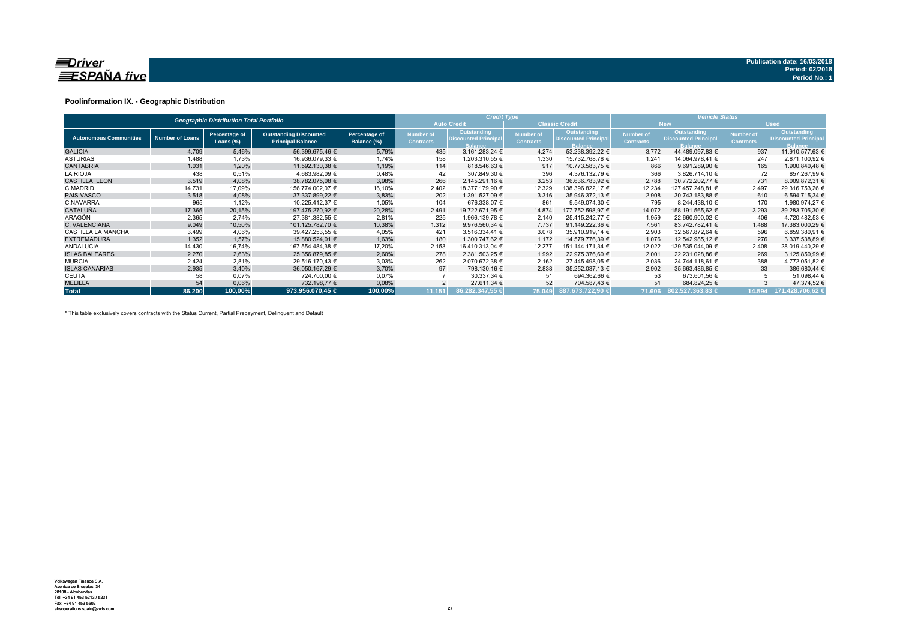**Publication date: 16/03/2018**
**Period: 02/2018**
**Period No.: 1**

## Poolinformation IX. - Geographic Distribution

| Geographic Distribution Total Portfolio | | | | | Credit Type | | | | Vehicle Status | | | |
|---|---|---|---|---|---|---|---|---|---|---|---|---|
| | | | | | Auto Credit | | Classic Credit | | New | | Used | |
| Autonomous Communities | Number of Loans | Percentage of Loans (%) | Outstanding Discounted Principal Balance | Percentage of Balance (%) | Number of Contracts | Outstanding Discounted Principal Balance | Number of Contracts | Outstanding Discounted Principal Balance | Number of Contracts | Outstanding Discounted Principal Balance | Number of Contracts | Outstanding Discounted Principal Balance |
| GALICIA | 4.709 | 5,46% | 56.399.675,46 € | 5,79% | 435 | 3.161.283,24 € | 4.274 | 53.238.392,22 € | 3.772 | 44.489.097,83 € | 937 | 11.910.577,63 € |
| ASTURIAS | 1.488 | 1,73% | 16.936.079,33 € | 1,74% | 158 | 1.203.310,55 € | 1.330 | 15.732.768,78 € | 1.241 | 14.064.978,41 € | 247 | 2.871.100,92 € |
| CANTABRIA | 1.031 | 1,20% | 11.592.130,38 € | 1,19% | 114 | 818.546,63 € | 917 | 10.773.583,75 € | 866 | 9.691.289,90 € | 165 | 1.900.840,48 € |
| LA RIOJA | 438 | 0,51% | 4.683.982,09 € | 0,48% | 42 | 307.849,30 € | 396 | 4.376.132,79 € | 366 | 3.826.714,10 € | 72 | 857.267,99 € |
| CASTILLA LEON | 3.519 | 4,08% | 38.782.075,08 € | 3,98% | 266 | 2.145.291,16 € | 3.253 | 36.636.783,92 € | 2.788 | 30.772.202,77 € | 731 | 8.009.872,31 € |
| C.MADRID | 14.731 | 17,09% | 156.774.002,07 € | 16,10% | 2.402 | 18.377.179,90 € | 12.329 | 138.396.822,17 € | 12.234 | 127.457.248,81 € | 2.497 | 29.316.753,26 € |
| PAIS VASCO | 3.518 | 4,08% | 37.337.899,22 € | 3,83% | 202 | 1.391.527,09 € | 3.316 | 35.946.372,13 € | 2.908 | 30.743.183,88 € | 610 | 6.594.715,34 € |
| C.NAVARRA | 965 | 1,12% | 10.225.412,37 € | 1,05% | 104 | 676.338,07 € | 861 | 9.549.074,30 € | 795 | 8.244.438,10 € | 170 | 1.980.974,27 € |
| CATALUÑA | 17.365 | 20,15% | 197.475.270,92 € | 20,28% | 2.491 | 19.722.671,95 € | 14.874 | 177.752.598,97 € | 14.072 | 158.191.565,62 € | 3.293 | 39.283.705,30 € |
| ARAGÓN | 2.365 | 2,74% | 27.381.382,55 € | 2,81% | 225 | 1.966.139,78 € | 2.140 | 25.415.242,77 € | 1.959 | 22.660.900,02 € | 406 | 4.720.482,53 € |
| C. VALENCIANA | 9.049 | 10,50% | 101.125.782,70 € | 10,38% | 1.312 | 9.976.560,34 € | 7.737 | 91.149.222,36 € | 7.561 | 83.742.782,41 € | 1.488 | 17.383.000,29 € |
| CASTILLA LA MANCHA | 3.499 | 4,06% | 39.427.253,55 € | 4,05% | 421 | 3.516.334,41 € | 3.078 | 35.910.919,14 € | 2.903 | 32.567.872,64 € | 596 | 6.859.380,91 € |
| EXTREMADURA | 1.352 | 1,57% | 15.880.524,01 € | 1,63% | 180 | 1.300.747,62 € | 1.172 | 14.579.776,39 € | 1.076 | 12.542.985,12 € | 276 | 3.337.538,89 € |
| ANDALUCIA | 14.430 | 16,74% | 167.554.484,38 € | 17,20% | 2.153 | 16.410.313,04 € | 12.277 | 151.144.171,34 € | 12.022 | 139.535.044,09 € | 2.408 | 28.019.440,29 € |
| ISLAS BALEARES | 2.270 | 2,63% | 25.356.879,85 € | 2,60% | 278 | 2.381.503,25 € | 1.992 | 22.975.376,60 € | 2.001 | 22.231.028,86 € | 269 | 3.125.850,99 € |
| MURCIA | 2.424 | 2,81% | 29.516.170,43 € | 3,03% | 262 | 2.070.672,38 € | 2.162 | 27.445.498,05 € | 2.036 | 24.744.118,61 € | 388 | 4.772.051,82 € |
| ISLAS CANARIAS | 2.935 | 3,40% | 36.050.167,29 € | 3,70% | 97 | 798.130,16 € | 2.838 | 35.252.037,13 € | 2.902 | 35.663.486,85 € | 33 | 386.680,44 € |
| CEUTA | 58 | 0,07% | 724.700,00 € | 0,07% | 7 | 30.337,34 € | 51 | 694.362,66 € | 53 | 673.601,56 € | 5 | 51.098,44 € |
| MELILLA | 54 | 0,06% | 732.198,77 € | 0,08% | 2 | 27.611,34 € | 52 | 704.587,43 € | 51 | 684.824,25 € | 3 | 47.374,52 € |
| **Total** | **86.200** | **100,00%** | **973.956.070,45 €** | **100,00%** | **11.151** | **86.282.347,55 €** | **75.049** | **887.673.722,90 €** | **71.606** | **802.527.363,83 €** | **14.594** | **171.428.706,62 €** |

\* This table exclusively covers contracts with the Status Current, Partial Prepayment, Delinquent and Default

Volkswagen Finance S.A.
Avenida de Bruselas, 34
28108 - Alcobendas
Tel: +34 91 453 5213 / 5231
Fax: +34 91 453 5602
absoperations.spain@vwfs.com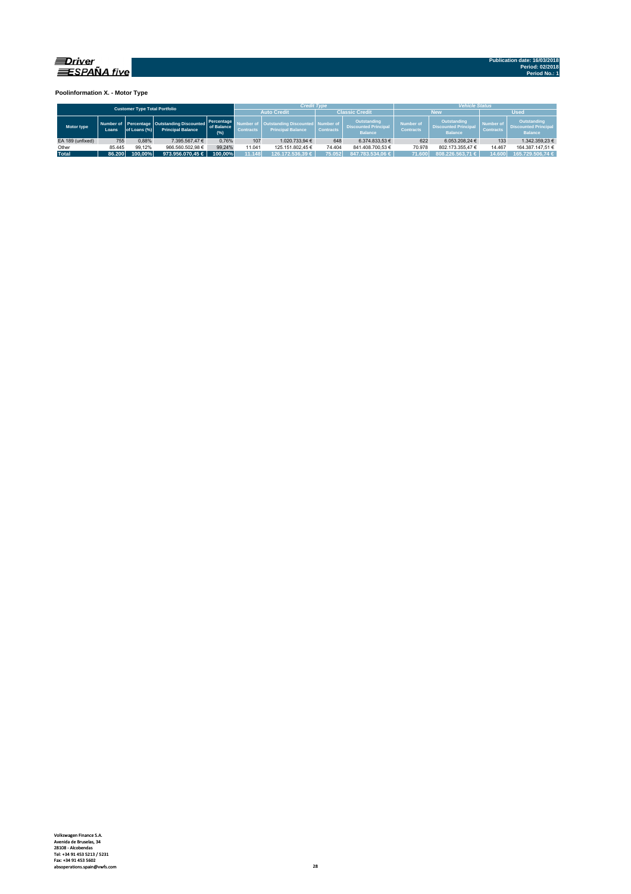Publication date: 16/03/2018
Period: 02/2018
Period No.: 1

### Poolinformation X. - Motor Type

| Customer Type Total Portfolio | | | | | Credit Type | | | | Vehicle Status | | | |
|---|---|---|---|---|---|---|---|---|---|---|---|---|
| | | | | | Auto Credit | | Classic Credit | | New | | Used | |
| Motor type | Number of Loans | Percentage of Loans (%) | Outstanding Discounted Principal Balance | Percentage of Balance (%) | Number of Contracts | Outstanding Discounted Principal Balance | Number of Contracts | Outstanding Discounted Principal Balance | Number of Contracts | Outstanding Discounted Principal Balance | Number of Contracts | Outstanding Discounted Principal Balance |
| EA 189 (unfixed) | 755 | 0,88% | 7.395.567,47 € | 0,76% | 107 | 1.020.733,94 € | 648 | 6.374.833,53 € | 622 | 6.053.208,24 € | 133 | 1.342.359,23 € |
| Other | 85.445 | 99,12% | 966.560.502,98 € | 99,24% | 11.041 | 125.151.802,45 € | 74.404 | 841.408.700,53 € | 70.978 | 802.173.355,47 € | 14.467 | 164.387.147,51 € |
| **Total** | **86.200** | **100,00%** | **973.956.070,45 €** | **100,00%** | **11.148** | **126.172.536,39 €** | **75.052** | **847.783.534,06 €** | **71.600** | **808.226.563,71 €** | **14.600** | **165.729.506,74 €** |

Volkswagen Finance S.A.
Avenida de Bruselas, 34
28108 - Alcobendas
Tel: +34 91 453 5213 / 5231
Fax: +34 91 453 5602
absoperations.spain@vwfs.com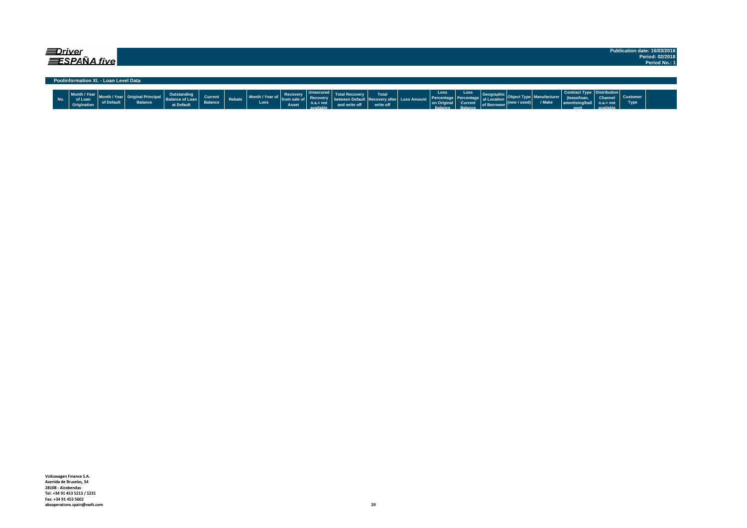## Poolinformation XI. - Loan Level Data

| No. | Month / Year of Loan Origination | Month / Year of Default | Original Principal Balance | Outstanding Balance of Loan at Default | Current Balance | Rebate | Month / Year of Loss | Recovery from sale of Asset | Unsecured Recovery n.a.= not available | Total Recovery between Default and write off | Total Recovery after write off | Loss Amount | Loss Percentage on Original Balance | Loss Percentage Current Balance | Geographical Location of Borrower | Object Type (new / used) | Manufacturer / Make | Contract Type (lease/loan, amortising/balloon) | Distribution Channel n.a.= not available | Customer Type |
|---|---|---|---|---|---|---|---|---|---|---|---|---|---|---|---|---|---|---|---|---|

Volkswagen Finance S.A.
Avenida de Bruselas, 34
28108 - Alcobendas
Tel: +34 91 453 5213 / 5231
Fax: +34 91 453 5602
absoperations.spain@vwfs.com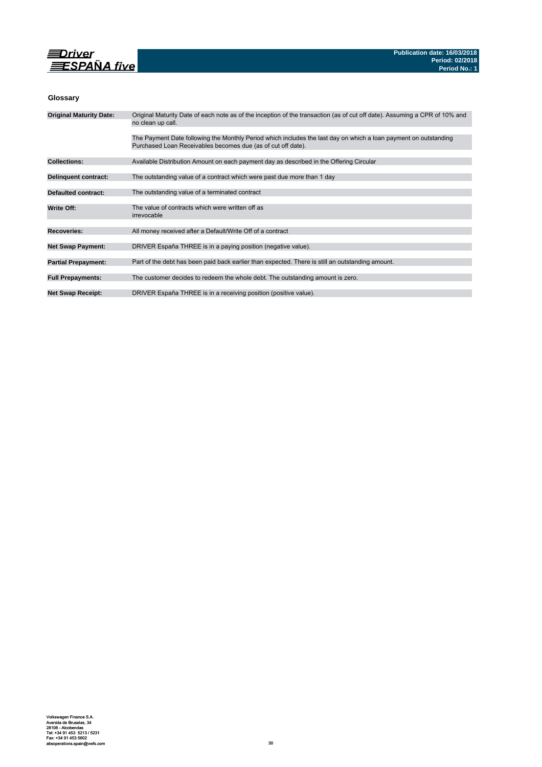## Glossary

| | |
|---|---|
| **Original Maturity Date:** | Original Maturity Date of each note as of the inception of the transaction (as of cut off date). Assuming a CPR of 10% and no clean up call. |
| | The Payment Date following the Monthly Period which includes the last day on which a loan payment on outstanding Purchased Loan Receivables becomes due (as of cut off date). |
| **Collections:** | Available Distribution Amount on each payment day as described in the Offering Circular |
| **Delinquent contract:** | The outstanding value of a contract which were past due more than 1 day |
| **Defaulted contract:** | The outstanding value of a terminated contract |
| **Write Off:** | The value of contracts which were written off as irrevocable |
| **Recoveries:** | All money received after a Default/Write Off of a contract |
| **Net Swap Payment:** | DRIVER España THREE is in a paying position (negative value). |
| **Partial Prepayment:** | Part of the debt has been paid back earlier than expected. There is still an outstanding amount. |
| **Full Prepayments:** | The customer decides to redeem the whole debt. The outstanding amount is zero. |
| **Net Swap Receipt:** | DRIVER España THREE is in a receiving position (positive value). |

Volkswagen Finance S.A.
Avenida de Bruselas, 34
28108 - Alcobendas
Tel: +34 91 453 5213 / 5231
Fax: +34 91 453 5602
absoperations.spain@vwfs.com